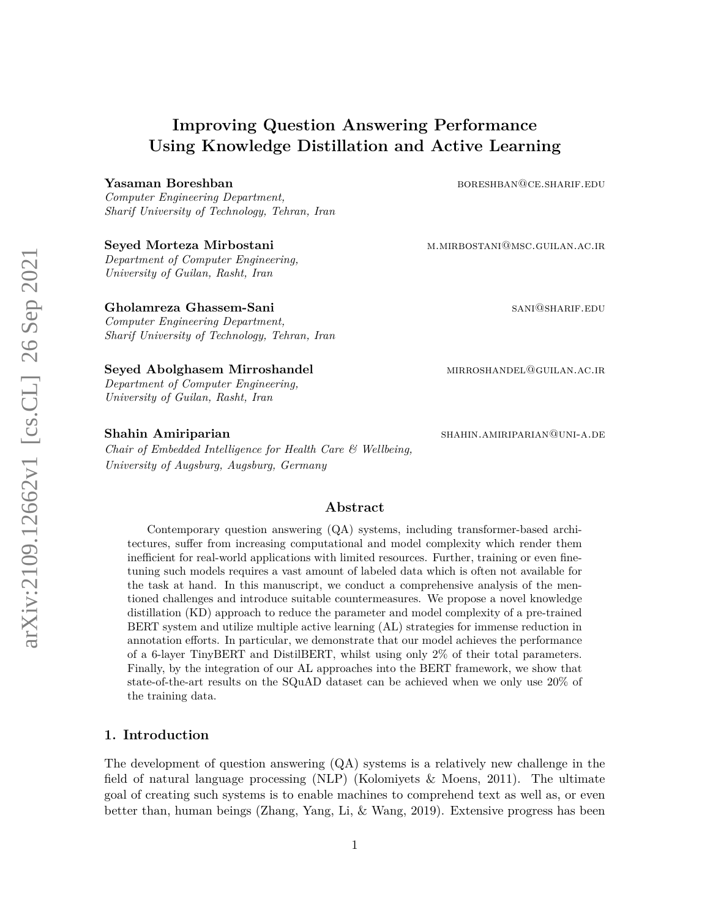# Improving Question Answering Performance Using Knowledge Distillation and Active Learning

**Yasaman Boreshban** boreshban@ce.sharif.edu
*Computer Engineering Department,*
*Sharif University of Technology, Tehran, Iran*

**Seyed Morteza Mirbostani** m.mirbostani@msc.guilan.ac.ir
*Department of Computer Engineering,*
*University of Guilan, Rasht, Iran*

**Gholamreza Ghassem-Sani** sani@sharif.edu
*Computer Engineering Department,*
*Sharif University of Technology, Tehran, Iran*

**Seyed Abolghasem Mirroshandel** mirroshandel@guilan.ac.ir
*Department of Computer Engineering,*
*University of Guilan, Rasht, Iran*

**Shahin Amiriparian** shahin.amiriparian@uni-a.de
*Chair of Embedded Intelligence for Health Care & Wellbeing,*
*University of Augsburg, Augsburg, Germany*

## Abstract

Contemporary question answering (QA) systems, including transformer-based architectures, suffer from increasing computational and model complexity which render them inefficient for real-world applications with limited resources. Further, training or even fine-tuning such models requires a vast amount of labeled data which is often not available for the task at hand. In this manuscript, we conduct a comprehensive analysis of the mentioned challenges and introduce suitable countermeasures. We propose a novel knowledge distillation (KD) approach to reduce the parameter and model complexity of a pre-trained BERT system and utilize multiple active learning (AL) strategies for immense reduction in annotation efforts. In particular, we demonstrate that our model achieves the performance of a 6-layer TinyBERT and DistilBERT, whilst using only 2% of their total parameters. Finally, by the integration of our AL approaches into the BERT framework, we show that state-of-the-art results on the SQuAD dataset can be achieved when we only use 20% of the training data.

## 1. Introduction

The development of question answering (QA) systems is a relatively new challenge in the field of natural language processing (NLP) (Kolomiyets & Moens, 2011). The ultimate goal of creating such systems is to enable machines to comprehend text as well as, or even better than, human beings (Zhang, Yang, Li, & Wang, 2019). Extensive progress has been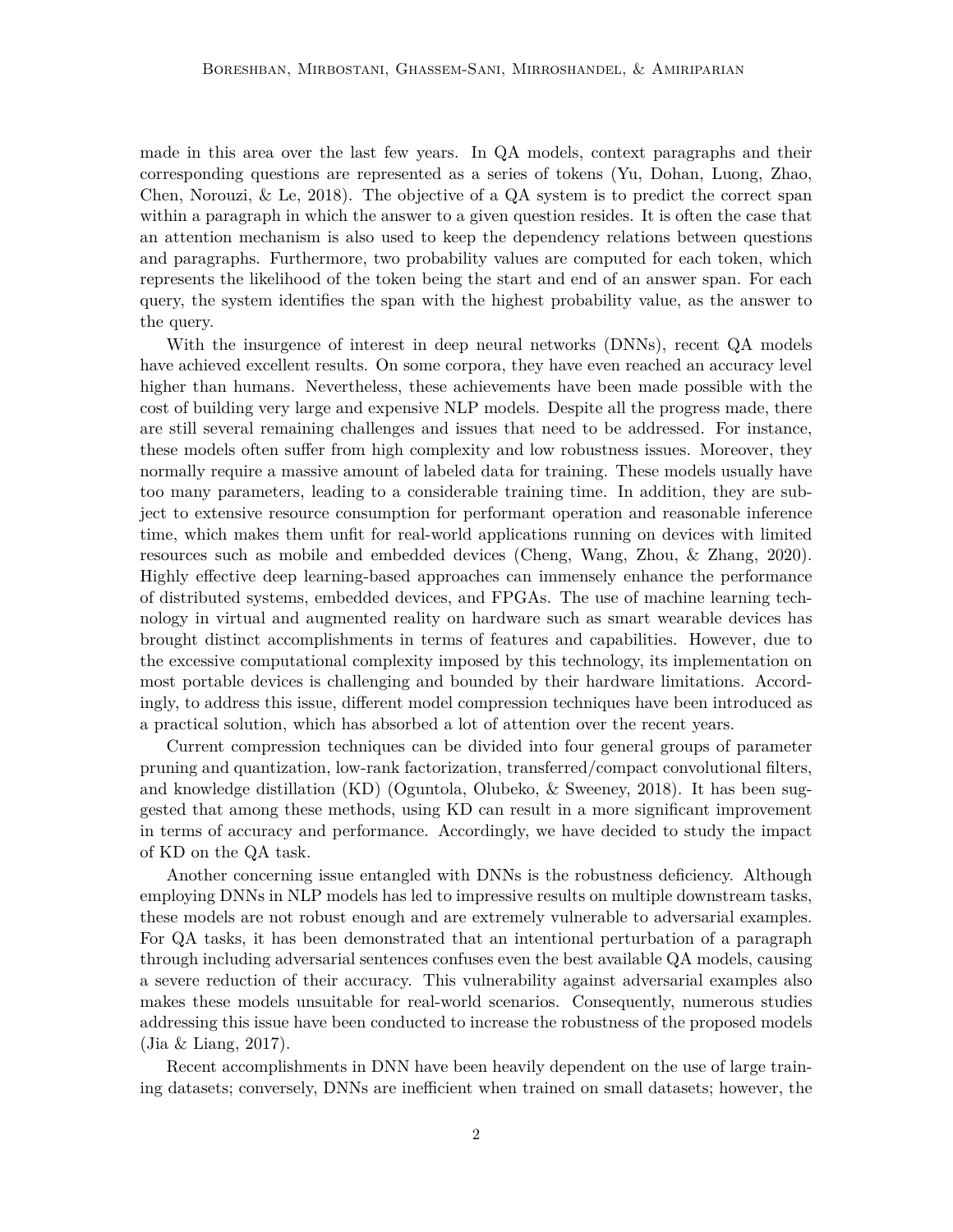made in this area over the last few years. In QA models, context paragraphs and their corresponding questions are represented as a series of tokens (Yu, Dohan, Luong, Zhao, Chen, Norouzi, & Le, 2018). The objective of a QA system is to predict the correct span within a paragraph in which the answer to a given question resides. It is often the case that an attention mechanism is also used to keep the dependency relations between questions and paragraphs. Furthermore, two probability values are computed for each token, which represents the likelihood of the token being the start and end of an answer span. For each query, the system identifies the span with the highest probability value, as the answer to the query.

With the insurgence of interest in deep neural networks (DNNs), recent QA models have achieved excellent results. On some corpora, they have even reached an accuracy level higher than humans. Nevertheless, these achievements have been made possible with the cost of building very large and expensive NLP models. Despite all the progress made, there are still several remaining challenges and issues that need to be addressed. For instance, these models often suffer from high complexity and low robustness issues. Moreover, they normally require a massive amount of labeled data for training. These models usually have too many parameters, leading to a considerable training time. In addition, they are subject to extensive resource consumption for performant operation and reasonable inference time, which makes them unfit for real-world applications running on devices with limited resources such as mobile and embedded devices (Cheng, Wang, Zhou, & Zhang, 2020). Highly effective deep learning-based approaches can immensely enhance the performance of distributed systems, embedded devices, and FPGAs. The use of machine learning technology in virtual and augmented reality on hardware such as smart wearable devices has brought distinct accomplishments in terms of features and capabilities. However, due to the excessive computational complexity imposed by this technology, its implementation on most portable devices is challenging and bounded by their hardware limitations. Accordingly, to address this issue, different model compression techniques have been introduced as a practical solution, which has absorbed a lot of attention over the recent years.

Current compression techniques can be divided into four general groups of parameter pruning and quantization, low-rank factorization, transferred/compact convolutional filters, and knowledge distillation (KD) (Oguntola, Olubeko, & Sweeney, 2018). It has been suggested that among these methods, using KD can result in a more significant improvement in terms of accuracy and performance. Accordingly, we have decided to study the impact of KD on the QA task.

Another concerning issue entangled with DNNs is the robustness deficiency. Although employing DNNs in NLP models has led to impressive results on multiple downstream tasks, these models are not robust enough and are extremely vulnerable to adversarial examples. For QA tasks, it has been demonstrated that an intentional perturbation of a paragraph through including adversarial sentences confuses even the best available QA models, causing a severe reduction of their accuracy. This vulnerability against adversarial examples also makes these models unsuitable for real-world scenarios. Consequently, numerous studies addressing this issue have been conducted to increase the robustness of the proposed models (Jia & Liang, 2017).

Recent accomplishments in DNN have been heavily dependent on the use of large training datasets; conversely, DNNs are inefficient when trained on small datasets; however, the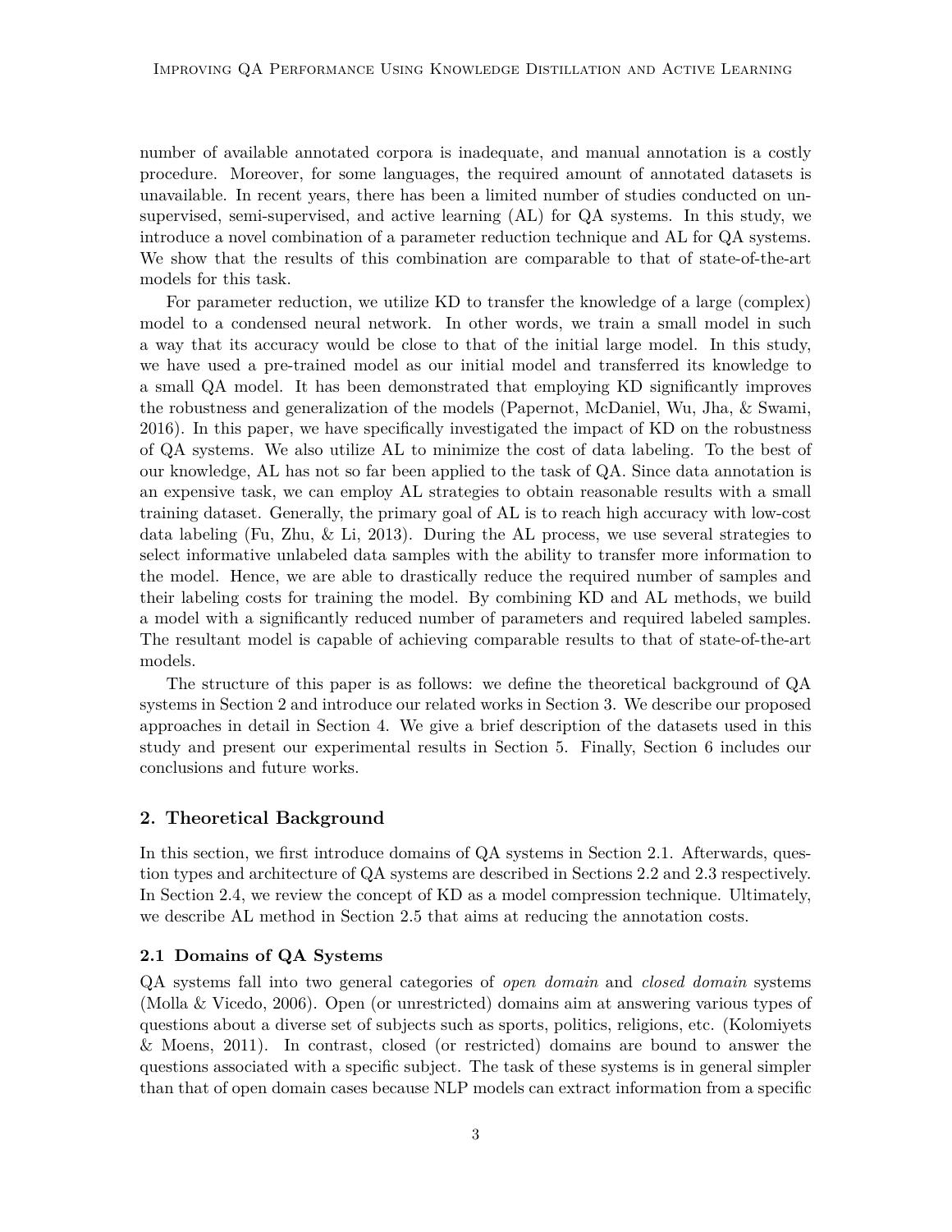number of available annotated corpora is inadequate, and manual annotation is a costly procedure. Moreover, for some languages, the required amount of annotated datasets is unavailable. In recent years, there has been a limited number of studies conducted on unsupervised, semi-supervised, and active learning (AL) for QA systems. In this study, we introduce a novel combination of a parameter reduction technique and AL for QA systems. We show that the results of this combination are comparable to that of state-of-the-art models for this task.

For parameter reduction, we utilize KD to transfer the knowledge of a large (complex) model to a condensed neural network. In other words, we train a small model in such a way that its accuracy would be close to that of the initial large model. In this study, we have used a pre-trained model as our initial model and transferred its knowledge to a small QA model. It has been demonstrated that employing KD significantly improves the robustness and generalization of the models (Papernot, McDaniel, Wu, Jha, & Swami, 2016). In this paper, we have specifically investigated the impact of KD on the robustness of QA systems. We also utilize AL to minimize the cost of data labeling. To the best of our knowledge, AL has not so far been applied to the task of QA. Since data annotation is an expensive task, we can employ AL strategies to obtain reasonable results with a small training dataset. Generally, the primary goal of AL is to reach high accuracy with low-cost data labeling (Fu, Zhu, & Li, 2013). During the AL process, we use several strategies to select informative unlabeled data samples with the ability to transfer more information to the model. Hence, we are able to drastically reduce the required number of samples and their labeling costs for training the model. By combining KD and AL methods, we build a model with a significantly reduced number of parameters and required labeled samples. The resultant model is capable of achieving comparable results to that of state-of-the-art models.

The structure of this paper is as follows: we define the theoretical background of QA systems in Section 2 and introduce our related works in Section 3. We describe our proposed approaches in detail in Section 4. We give a brief description of the datasets used in this study and present our experimental results in Section 5. Finally, Section 6 includes our conclusions and future works.

## 2. Theoretical Background

In this section, we first introduce domains of QA systems in Section 2.1. Afterwards, question types and architecture of QA systems are described in Sections 2.2 and 2.3 respectively. In Section 2.4, we review the concept of KD as a model compression technique. Ultimately, we describe AL method in Section 2.5 that aims at reducing the annotation costs.

### 2.1 Domains of QA Systems

QA systems fall into two general categories of *open domain* and *closed domain* systems (Molla & Vicedo, 2006). Open (or unrestricted) domains aim at answering various types of questions about a diverse set of subjects such as sports, politics, religions, etc. (Kolomiyets & Moens, 2011). In contrast, closed (or restricted) domains are bound to answer the questions associated with a specific subject. The task of these systems is in general simpler than that of open domain cases because NLP models can extract information from a specific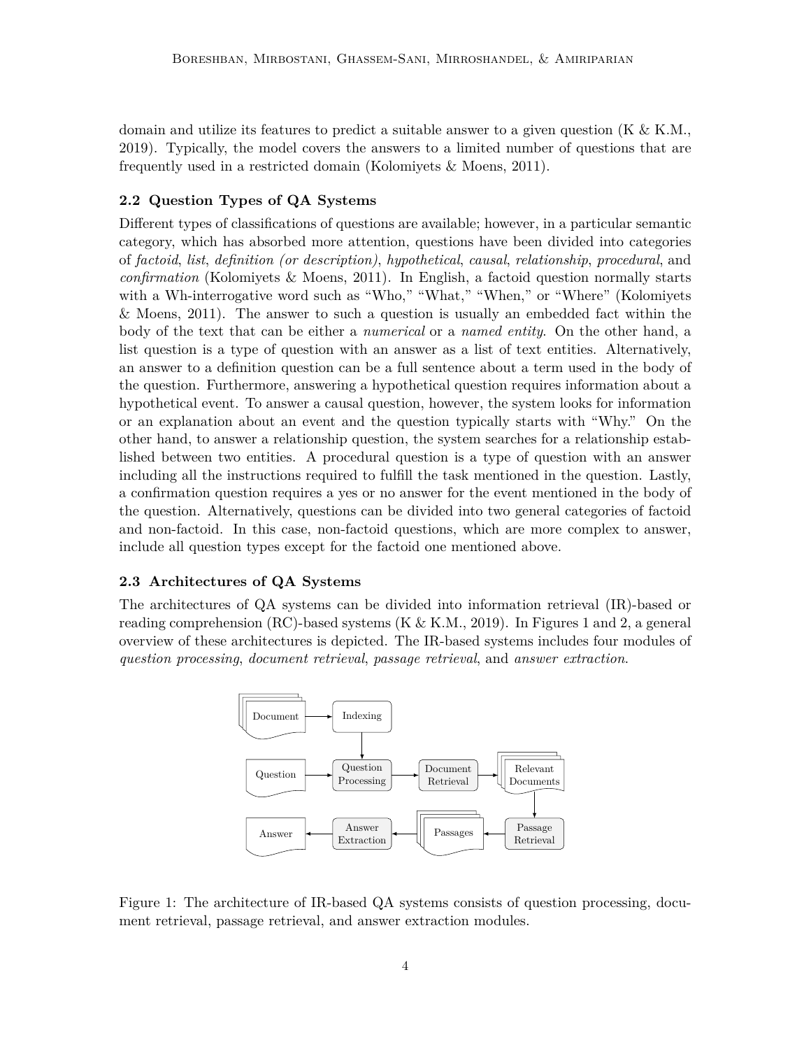domain and utilize its features to predict a suitable answer to a given question (K & K.M., 2019). Typically, the model covers the answers to a limited number of questions that are frequently used in a restricted domain (Kolomiyets & Moens, 2011).

### 2.2 Question Types of QA Systems

Different types of classifications of questions are available; however, in a particular semantic category, which has absorbed more attention, questions have been divided into categories of *factoid*, *list*, *definition (or description)*, *hypothetical*, *causal*, *relationship*, *procedural*, and *confirmation* (Kolomiyets & Moens, 2011). In English, a factoid question normally starts with a Wh-interrogative word such as "Who," "What," "When," or "Where" (Kolomiyets & Moens, 2011). The answer to such a question is usually an embedded fact within the body of the text that can be either a *numerical* or a *named entity*. On the other hand, a list question is a type of question with an answer as a list of text entities. Alternatively, an answer to a definition question can be a full sentence about a term used in the body of the question. Furthermore, answering a hypothetical question requires information about a hypothetical event. To answer a causal question, however, the system looks for information or an explanation about an event and the question typically starts with "Why." On the other hand, to answer a relationship question, the system searches for a relationship established between two entities. A procedural question is a type of question with an answer including all the instructions required to fulfill the task mentioned in the question. Lastly, a confirmation question requires a yes or no answer for the event mentioned in the body of the question. Alternatively, questions can be divided into two general categories of factoid and non-factoid. In this case, non-factoid questions, which are more complex to answer, include all question types except for the factoid one mentioned above.

### 2.3 Architectures of QA Systems

The architectures of QA systems can be divided into information retrieval (IR)-based or reading comprehension (RC)-based systems (K & K.M., 2019). In Figures 1 and 2, a general overview of these architectures is depicted. The IR-based systems includes four modules of *question processing*, *document retrieval*, *passage retrieval*, and *answer extraction*.

Figure 1: The architecture of IR-based QA systems consists of question processing, document retrieval, passage retrieval, and answer extraction modules.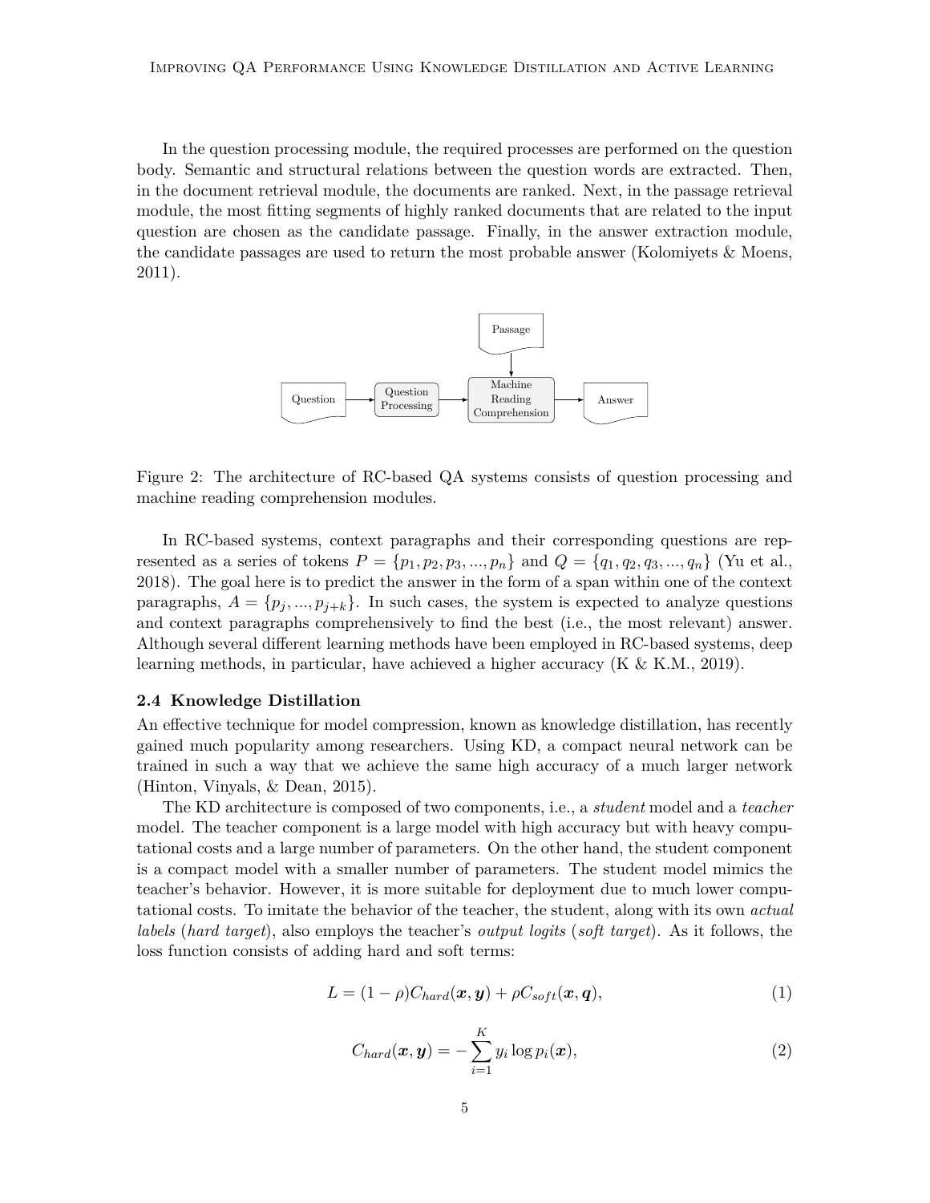In the question processing module, the required processes are performed on the question body. Semantic and structural relations between the question words are extracted. Then, in the document retrieval module, the documents are ranked. Next, in the passage retrieval module, the most fitting segments of highly ranked documents that are related to the input question are chosen as the candidate passage. Finally, in the answer extraction module, the candidate passages are used to return the most probable answer (Kolomiyets & Moens, 2011).

Figure 2: The architecture of RC-based QA systems consists of question processing and machine reading comprehension modules.

In RC-based systems, context paragraphs and their corresponding questions are represented as a series of tokens $P = \{p_1, p_2, p_3, ..., p_n\}$ and $Q = \{q_1, q_2, q_3, ..., q_n\}$ (Yu et al., 2018). The goal here is to predict the answer in the form of a span within one of the context paragraphs, $A = \{p_j, ..., p_{j+k}\}$. In such cases, the system is expected to analyze questions and context paragraphs comprehensively to find the best (i.e., the most relevant) answer. Although several different learning methods have been employed in RC-based systems, deep learning methods, in particular, have achieved a higher accuracy (K & K.M., 2019).

### 2.4 Knowledge Distillation

An effective technique for model compression, known as knowledge distillation, has recently gained much popularity among researchers. Using KD, a compact neural network can be trained in such a way that we achieve the same high accuracy of a much larger network (Hinton, Vinyals, & Dean, 2015).

The KD architecture is composed of two components, i.e., a *student* model and a *teacher* model. The teacher component is a large model with high accuracy but with heavy computational costs and a large number of parameters. On the other hand, the student component is a compact model with a smaller number of parameters. The student model mimics the teacher's behavior. However, it is more suitable for deployment due to much lower computational costs. To imitate the behavior of the teacher, the student, along with its own *actual labels* (*hard target*), also employs the teacher's *output logits* (*soft target*). As it follows, the loss function consists of adding hard and soft terms:

$$L = (1 - \rho) C_{hard}(\boldsymbol{x}, \boldsymbol{y}) + \rho C_{soft}(\boldsymbol{x}, \boldsymbol{q}), \tag{1}$$

$$C_{hard}(\boldsymbol{x}, \boldsymbol{y}) = -\sum_{i=1}^{K} y_i \log p_i(\boldsymbol{x}), \tag{2}$$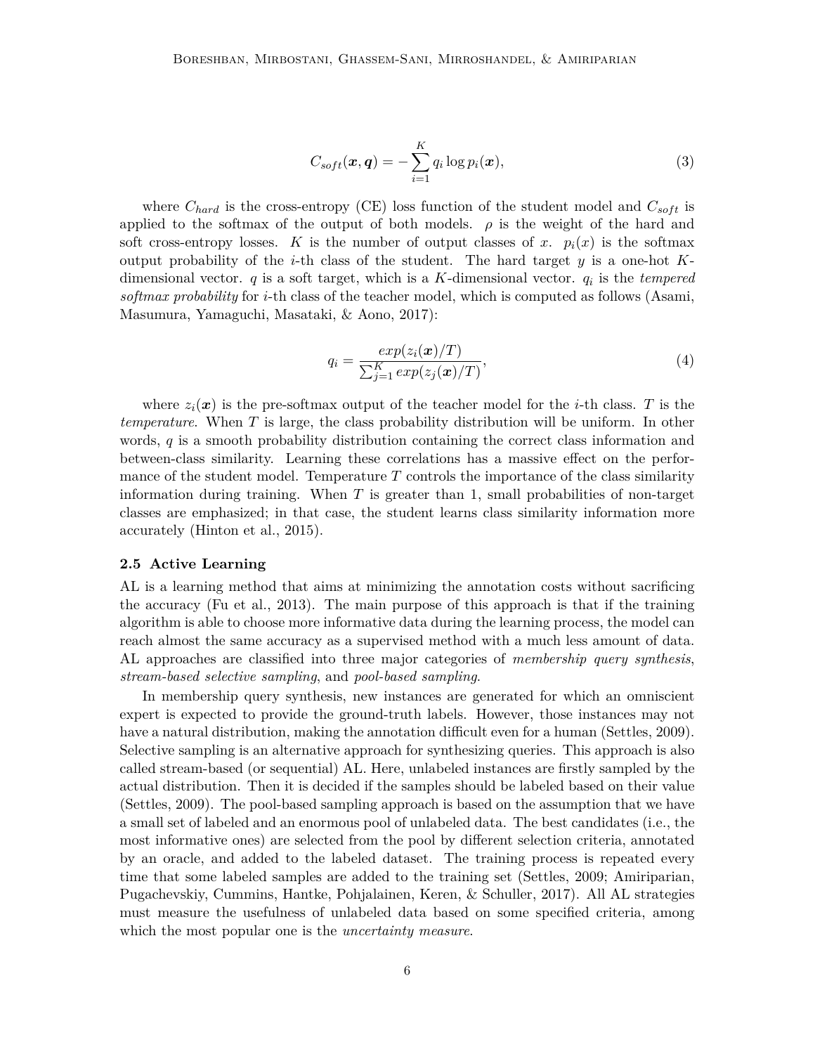$$C_{soft}(\boldsymbol{x}, \boldsymbol{q}) = -\sum_{i=1}^{K} q_i \log p_i(\boldsymbol{x}), \tag{3}$$

where $C_{hard}$ is the cross-entropy (CE) loss function of the student model and $C_{soft}$ is applied to the softmax of the output of both models. $\rho$ is the weight of the hard and soft cross-entropy losses. $K$ is the number of output classes of $x$. $p_i(x)$ is the softmax output probability of the $i$-th class of the student. The hard target $y$ is a one-hot $K$-dimensional vector. $q$ is a soft target, which is a $K$-dimensional vector. $q_i$ is the *tempered softmax probability* for $i$-th class of the teacher model, which is computed as follows (Asami, Masumura, Yamaguchi, Masataki, & Aono, 2017):

$$q_i = \frac{exp(z_i(\boldsymbol{x})/T)}{\sum_{j=1}^{K} exp(z_j(\boldsymbol{x})/T)}, \tag{4}$$

where $z_i(\boldsymbol{x})$ is the pre-softmax output of the teacher model for the $i$-th class. $T$ is the *temperature*. When $T$ is large, the class probability distribution will be uniform. In other words, $q$ is a smooth probability distribution containing the correct class information and between-class similarity. Learning these correlations has a massive effect on the performance of the student model. Temperature $T$ controls the importance of the class similarity information during training. When $T$ is greater than 1, small probabilities of non-target classes are emphasized; in that case, the student learns class similarity information more accurately (Hinton et al., 2015).

### 2.5 Active Learning

AL is a learning method that aims at minimizing the annotation costs without sacrificing the accuracy (Fu et al., 2013). The main purpose of this approach is that if the training algorithm is able to choose more informative data during the learning process, the model can reach almost the same accuracy as a supervised method with a much less amount of data. AL approaches are classified into three major categories of *membership query synthesis*, *stream-based selective sampling*, and *pool-based sampling*.

In membership query synthesis, new instances are generated for which an omniscient expert is expected to provide the ground-truth labels. However, those instances may not have a natural distribution, making the annotation difficult even for a human (Settles, 2009). Selective sampling is an alternative approach for synthesizing queries. This approach is also called stream-based (or sequential) AL. Here, unlabeled instances are firstly sampled by the actual distribution. Then it is decided if the samples should be labeled based on their value (Settles, 2009). The pool-based sampling approach is based on the assumption that we have a small set of labeled and an enormous pool of unlabeled data. The best candidates (i.e., the most informative ones) are selected from the pool by different selection criteria, annotated by an oracle, and added to the labeled dataset. The training process is repeated every time that some labeled samples are added to the training set (Settles, 2009; Amiriparian, Pugachevskiy, Cummins, Hantke, Pohjalainen, Keren, & Schuller, 2017). All AL strategies must measure the usefulness of unlabeled data based on some specified criteria, among which the most popular one is the *uncertainty measure*.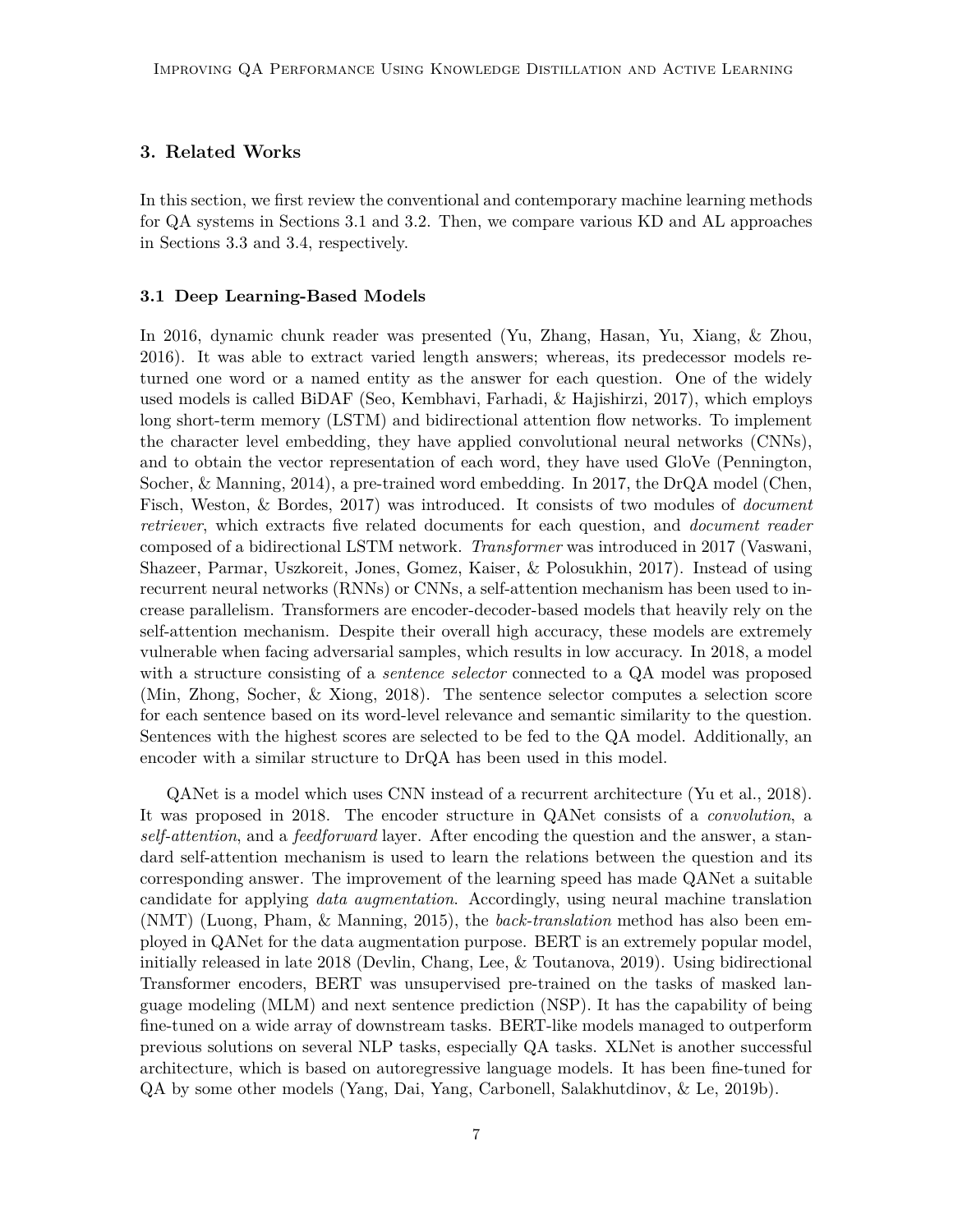## 3. Related Works

In this section, we first review the conventional and contemporary machine learning methods for QA systems in Sections 3.1 and 3.2. Then, we compare various KD and AL approaches in Sections 3.3 and 3.4, respectively.

### 3.1 Deep Learning-Based Models

In 2016, dynamic chunk reader was presented (Yu, Zhang, Hasan, Yu, Xiang, & Zhou, 2016). It was able to extract varied length answers; whereas, its predecessor models returned one word or a named entity as the answer for each question. One of the widely used models is called BiDAF (Seo, Kembhavi, Farhadi, & Hajishirzi, 2017), which employs long short-term memory (LSTM) and bidirectional attention flow networks. To implement the character level embedding, they have applied convolutional neural networks (CNNs), and to obtain the vector representation of each word, they have used GloVe (Pennington, Socher, & Manning, 2014), a pre-trained word embedding. In 2017, the DrQA model (Chen, Fisch, Weston, & Bordes, 2017) was introduced. It consists of two modules of *document retriever*, which extracts five related documents for each question, and *document reader* composed of a bidirectional LSTM network. *Transformer* was introduced in 2017 (Vaswani, Shazeer, Parmar, Uszkoreit, Jones, Gomez, Kaiser, & Polosukhin, 2017). Instead of using recurrent neural networks (RNNs) or CNNs, a self-attention mechanism has been used to increase parallelism. Transformers are encoder-decoder-based models that heavily rely on the self-attention mechanism. Despite their overall high accuracy, these models are extremely vulnerable when facing adversarial samples, which results in low accuracy. In 2018, a model with a structure consisting of a *sentence selector* connected to a QA model was proposed (Min, Zhong, Socher, & Xiong, 2018). The sentence selector computes a selection score for each sentence based on its word-level relevance and semantic similarity to the question. Sentences with the highest scores are selected to be fed to the QA model. Additionally, an encoder with a similar structure to DrQA has been used in this model.

QANet is a model which uses CNN instead of a recurrent architecture (Yu et al., 2018). It was proposed in 2018. The encoder structure in QANet consists of a *convolution*, a *self-attention*, and a *feedforward* layer. After encoding the question and the answer, a standard self-attention mechanism is used to learn the relations between the question and its corresponding answer. The improvement of the learning speed has made QANet a suitable candidate for applying *data augmentation*. Accordingly, using neural machine translation (NMT) (Luong, Pham, & Manning, 2015), the *back-translation* method has also been employed in QANet for the data augmentation purpose. BERT is an extremely popular model, initially released in late 2018 (Devlin, Chang, Lee, & Toutanova, 2019). Using bidirectional Transformer encoders, BERT was unsupervised pre-trained on the tasks of masked language modeling (MLM) and next sentence prediction (NSP). It has the capability of being fine-tuned on a wide array of downstream tasks. BERT-like models managed to outperform previous solutions on several NLP tasks, especially QA tasks. XLNet is another successful architecture, which is based on autoregressive language models. It has been fine-tuned for QA by some other models (Yang, Dai, Yang, Carbonell, Salakhutdinov, & Le, 2019b).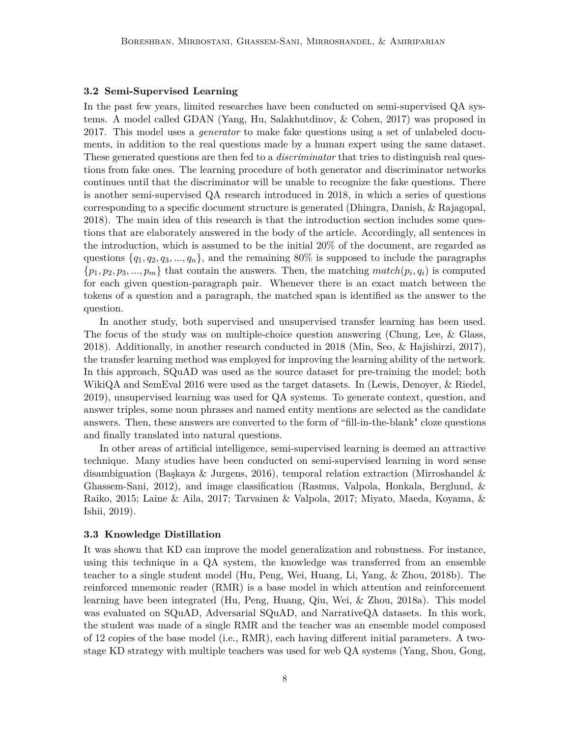### 3.2 Semi-Supervised Learning

In the past few years, limited researches have been conducted on semi-supervised QA systems. A model called GDAN (Yang, Hu, Salakhutdinov, & Cohen, 2017) was proposed in 2017. This model uses a *generator* to make fake questions using a set of unlabeled documents, in addition to the real questions made by a human expert using the same dataset. These generated questions are then fed to a *discriminator* that tries to distinguish real questions from fake ones. The learning procedure of both generator and discriminator networks continues until that the discriminator will be unable to recognize the fake questions. There is another semi-supervised QA research introduced in 2018, in which a series of questions corresponding to a specific document structure is generated (Dhingra, Danish, & Rajagopal, 2018). The main idea of this research is that the introduction section includes some questions that are elaborately answered in the body of the article. Accordingly, all sentences in the introduction, which is assumed to be the initial 20% of the document, are regarded as questions $\{q_1, q_2, q_3, ..., q_n\}$, and the remaining 80% is supposed to include the paragraphs $\{p_1, p_2, p_3, ..., p_m\}$ that contain the answers. Then, the matching $match(p_i, q_i)$ is computed for each given question-paragraph pair. Whenever there is an exact match between the tokens of a question and a paragraph, the matched span is identified as the answer to the question.

In another study, both supervised and unsupervised transfer learning has been used. The focus of the study was on multiple-choice question answering (Chung, Lee, & Glass, 2018). Additionally, in another research conducted in 2018 (Min, Seo, & Hajishirzi, 2017), the transfer learning method was employed for improving the learning ability of the network. In this approach, SQuAD was used as the source dataset for pre-training the model; both WikiQA and SemEval 2016 were used as the target datasets. In (Lewis, Denoyer, & Riedel, 2019), unsupervised learning was used for QA systems. To generate context, question, and answer triples, some noun phrases and named entity mentions are selected as the candidate answers. Then, these answers are converted to the form of "fill-in-the-blank" cloze questions and finally translated into natural questions.

In other areas of artificial intelligence, semi-supervised learning is deemed an attractive technique. Many studies have been conducted on semi-supervised learning in word sense disambiguation (Başkaya & Jurgens, 2016), temporal relation extraction (Mirroshandel & Ghassem-Sani, 2012), and image classification (Rasmus, Valpola, Honkala, Berglund, & Raiko, 2015; Laine & Aila, 2017; Tarvainen & Valpola, 2017; Miyato, Maeda, Koyama, & Ishii, 2019).

### 3.3 Knowledge Distillation

It was shown that KD can improve the model generalization and robustness. For instance, using this technique in a QA system, the knowledge was transferred from an ensemble teacher to a single student model (Hu, Peng, Wei, Huang, Li, Yang, & Zhou, 2018b). The reinforced mnemonic reader (RMR) is a base model in which attention and reinforcement learning have been integrated (Hu, Peng, Huang, Qiu, Wei, & Zhou, 2018a). This model was evaluated on SQuAD, Adversarial SQuAD, and NarrativeQA datasets. In this work, the student was made of a single RMR and the teacher was an ensemble model composed of 12 copies of the base model (i.e., RMR), each having different initial parameters. A two-stage KD strategy with multiple teachers was used for web QA systems (Yang, Shou, Gong,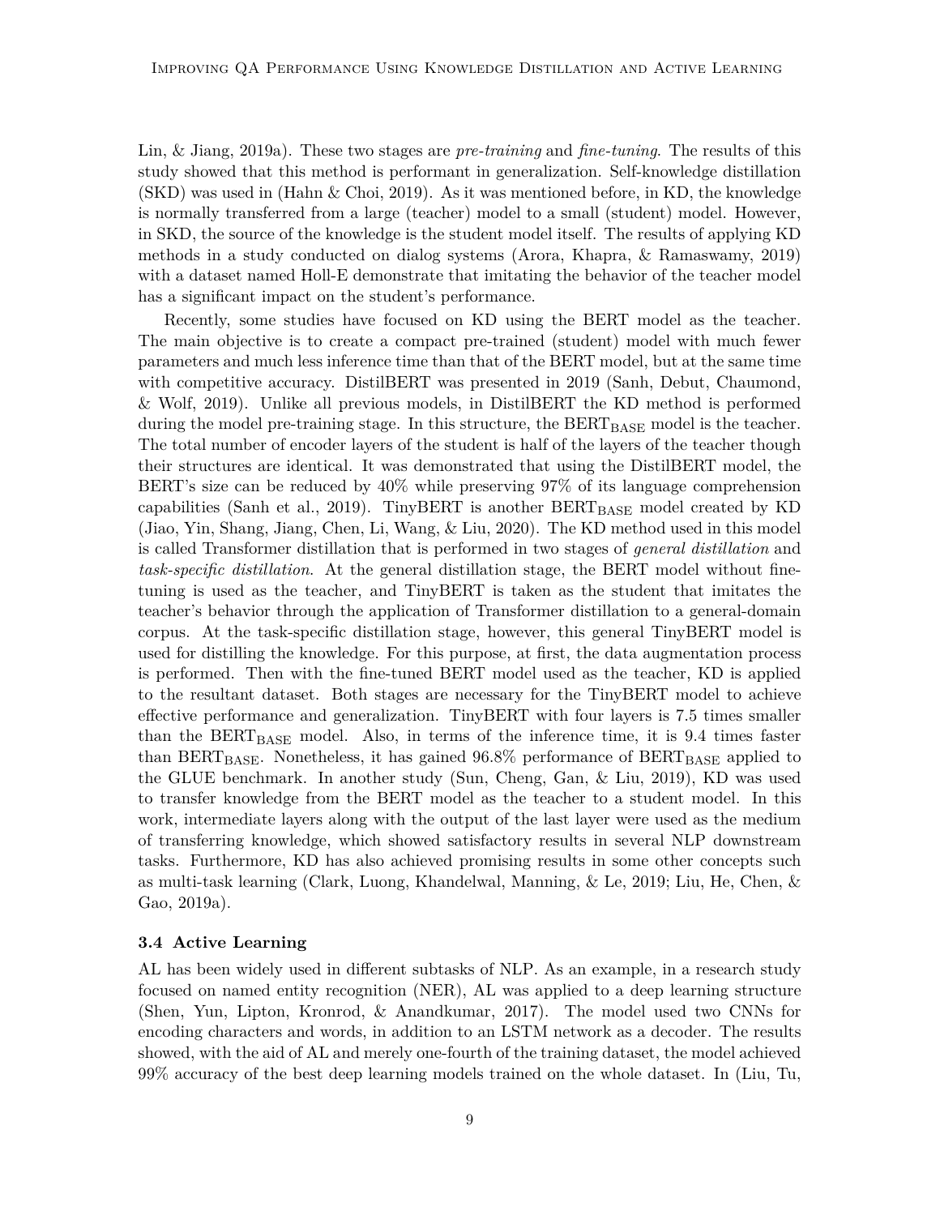Lin, & Jiang, 2019a). These two stages are *pre-training* and *fine-tuning*. The results of this study showed that this method is performant in generalization. Self-knowledge distillation (SKD) was used in (Hahn & Choi, 2019). As it was mentioned before, in KD, the knowledge is normally transferred from a large (teacher) model to a small (student) model. However, in SKD, the source of the knowledge is the student model itself. The results of applying KD methods in a study conducted on dialog systems (Arora, Khapra, & Ramaswamy, 2019) with a dataset named Holl-E demonstrate that imitating the behavior of the teacher model has a significant impact on the student's performance.

Recently, some studies have focused on KD using the BERT model as the teacher. The main objective is to create a compact pre-trained (student) model with much fewer parameters and much less inference time than that of the BERT model, but at the same time with competitive accuracy. DistilBERT was presented in 2019 (Sanh, Debut, Chaumond, & Wolf, 2019). Unlike all previous models, in DistilBERT the KD method is performed during the model pre-training stage. In this structure, the $\text{BERT}_{\text{BASE}}$ model is the teacher. The total number of encoder layers of the student is half of the layers of the teacher though their structures are identical. It was demonstrated that using the DistilBERT model, the BERT's size can be reduced by 40% while preserving 97% of its language comprehension capabilities (Sanh et al., 2019). TinyBERT is another $\text{BERT}_{\text{BASE}}$ model created by KD (Jiao, Yin, Shang, Jiang, Chen, Li, Wang, & Liu, 2020). The KD method used in this model is called Transformer distillation that is performed in two stages of *general distillation* and *task-specific distillation*. At the general distillation stage, the BERT model without fine-tuning is used as the teacher, and TinyBERT is taken as the student that imitates the teacher's behavior through the application of Transformer distillation to a general-domain corpus. At the task-specific distillation stage, however, this general TinyBERT model is used for distilling the knowledge. For this purpose, at first, the data augmentation process is performed. Then with the fine-tuned BERT model used as the teacher, KD is applied to the resultant dataset. Both stages are necessary for the TinyBERT model to achieve effective performance and generalization. TinyBERT with four layers is 7.5 times smaller than the $\text{BERT}_{\text{BASE}}$ model. Also, in terms of the inference time, it is 9.4 times faster than $\text{BERT}_{\text{BASE}}$. Nonetheless, it has gained 96.8% performance of $\text{BERT}_{\text{BASE}}$ applied to the GLUE benchmark. In another study (Sun, Cheng, Gan, & Liu, 2019), KD was used to transfer knowledge from the BERT model as the teacher to a student model. In this work, intermediate layers along with the output of the last layer were used as the medium of transferring knowledge, which showed satisfactory results in several NLP downstream tasks. Furthermore, KD has also achieved promising results in some other concepts such as multi-task learning (Clark, Luong, Khandelwal, Manning, & Le, 2019; Liu, He, Chen, & Gao, 2019a).

### 3.4 Active Learning

AL has been widely used in different subtasks of NLP. As an example, in a research study focused on named entity recognition (NER), AL was applied to a deep learning structure (Shen, Yun, Lipton, Kronrod, & Anandkumar, 2017). The model used two CNNs for encoding characters and words, in addition to an LSTM network as a decoder. The results showed, with the aid of AL and merely one-fourth of the training dataset, the model achieved 99% accuracy of the best deep learning models trained on the whole dataset. In (Liu, Tu,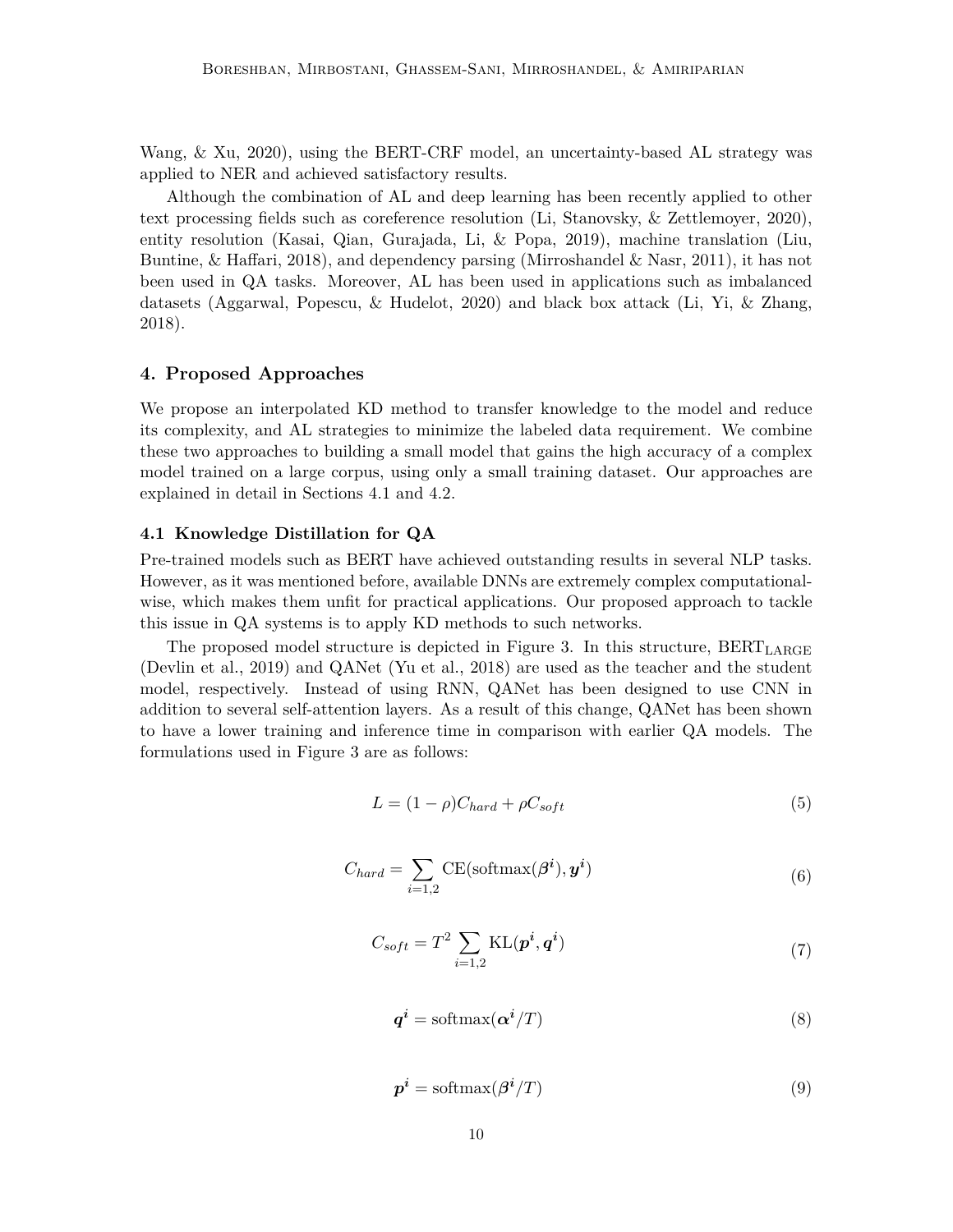Wang, & Xu, 2020), using the BERT-CRF model, an uncertainty-based AL strategy was applied to NER and achieved satisfactory results.

Although the combination of AL and deep learning has been recently applied to other text processing fields such as coreference resolution (Li, Stanovsky, & Zettlemoyer, 2020), entity resolution (Kasai, Qian, Gurajada, Li, & Popa, 2019), machine translation (Liu, Buntine, & Haffari, 2018), and dependency parsing (Mirroshandel & Nasr, 2011), it has not been used in QA tasks. Moreover, AL has been used in applications such as imbalanced datasets (Aggarwal, Popescu, & Hudelot, 2020) and black box attack (Li, Yi, & Zhang, 2018).

## 4. Proposed Approaches

We propose an interpolated KD method to transfer knowledge to the model and reduce its complexity, and AL strategies to minimize the labeled data requirement. We combine these two approaches to building a small model that gains the high accuracy of a complex model trained on a large corpus, using only a small training dataset. Our approaches are explained in detail in Sections 4.1 and 4.2.

### 4.1 Knowledge Distillation for QA

Pre-trained models such as BERT have achieved outstanding results in several NLP tasks. However, as it was mentioned before, available DNNs are extremely complex computational-wise, which makes them unfit for practical applications. Our proposed approach to tackle this issue in QA systems is to apply KD methods to such networks.

The proposed model structure is depicted in Figure 3. In this structure, $\text{BERT}_{\text{LARGE}}$ (Devlin et al., 2019) and QANet (Yu et al., 2018) are used as the teacher and the student model, respectively. Instead of using RNN, QANet has been designed to use CNN in addition to several self-attention layers. As a result of this change, QANet has been shown to have a lower training and inference time in comparison with earlier QA models. The formulations used in Figure 3 are as follows:

$$L = (1 - \rho)C_{hard} + \rho C_{soft} \tag{5}$$

$$C_{hard} = \sum_{i=1,2} \text{CE}(\text{softmax}(\boldsymbol{\beta^i}), \boldsymbol{y^i}) \tag{6}$$

$$C_{soft} = T^2 \sum_{i=1,2} \text{KL}(\boldsymbol{p^i}, \boldsymbol{q^i}) \tag{7}$$

$$\boldsymbol{q^i} = \text{softmax}(\boldsymbol{\alpha^i}/T) \tag{8}$$

$$\boldsymbol{p^i} = \text{softmax}(\boldsymbol{\beta^i}/T) \tag{9}$$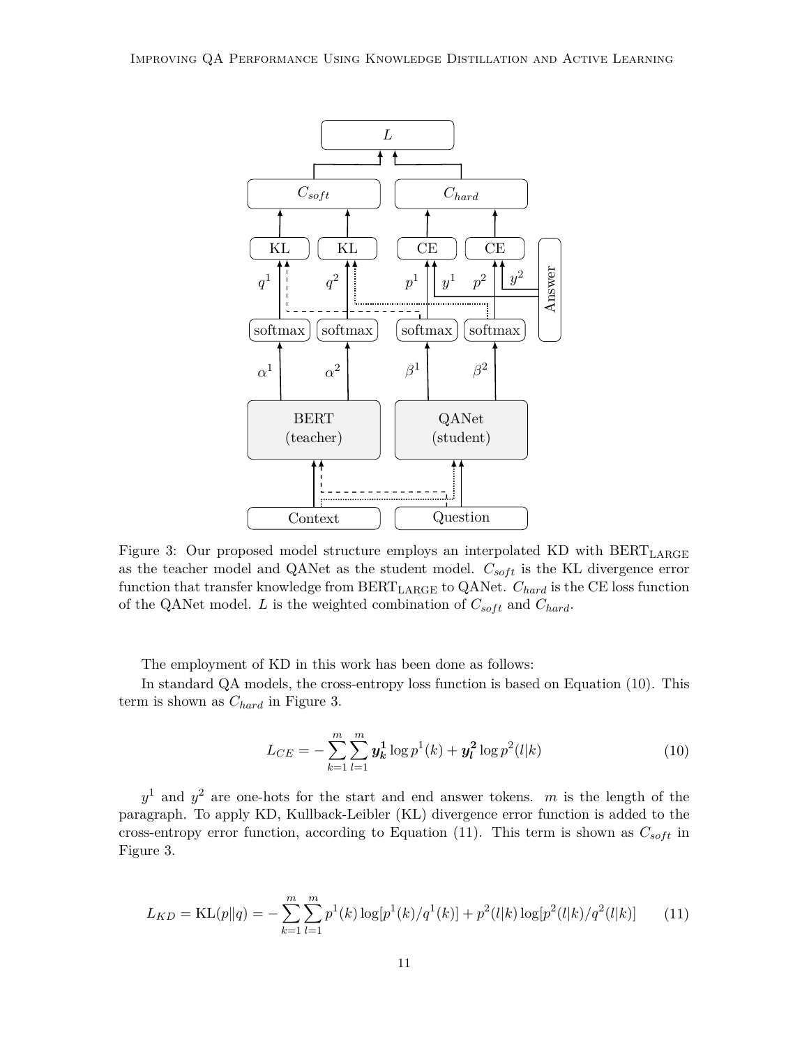Figure 3: Our proposed model structure employs an interpolated KD with $\text{BERT}_{\text{LARGE}}$ as the teacher model and QANet as the student model. $C_{soft}$ is the KL divergence error function that transfer knowledge from $\text{BERT}_{\text{LARGE}}$ to QANet. $C_{hard}$ is the CE loss function of the QANet model. $L$ is the weighted combination of $C_{soft}$ and $C_{hard}$.

The employment of KD in this work has been done as follows:

In standard QA models, the cross-entropy loss function is based on Equation (10). This term is shown as $C_{hard}$ in Figure 3.

$$L_{CE} = -\sum_{k=1}^{m}\sum_{l=1}^{m} \boldsymbol{y_k^1} \log p^1(k) + \boldsymbol{y_l^2} \log p^2(l|k) \tag{10}$$

$y^1$ and $y^2$ are one-hots for the start and end answer tokens. $m$ is the length of the paragraph. To apply KD, Kullback-Leibler (KL) divergence error function is added to the cross-entropy error function, according to Equation (11). This term is shown as $C_{soft}$ in Figure 3.

$$L_{KD} = \text{KL}(p\|q) = -\sum_{k=1}^{m}\sum_{l=1}^{m} p^1(k) \log[p^1(k)/q^1(k)] + p^2(l|k) \log[p^2(l|k)/q^2(l|k)] \tag{11}$$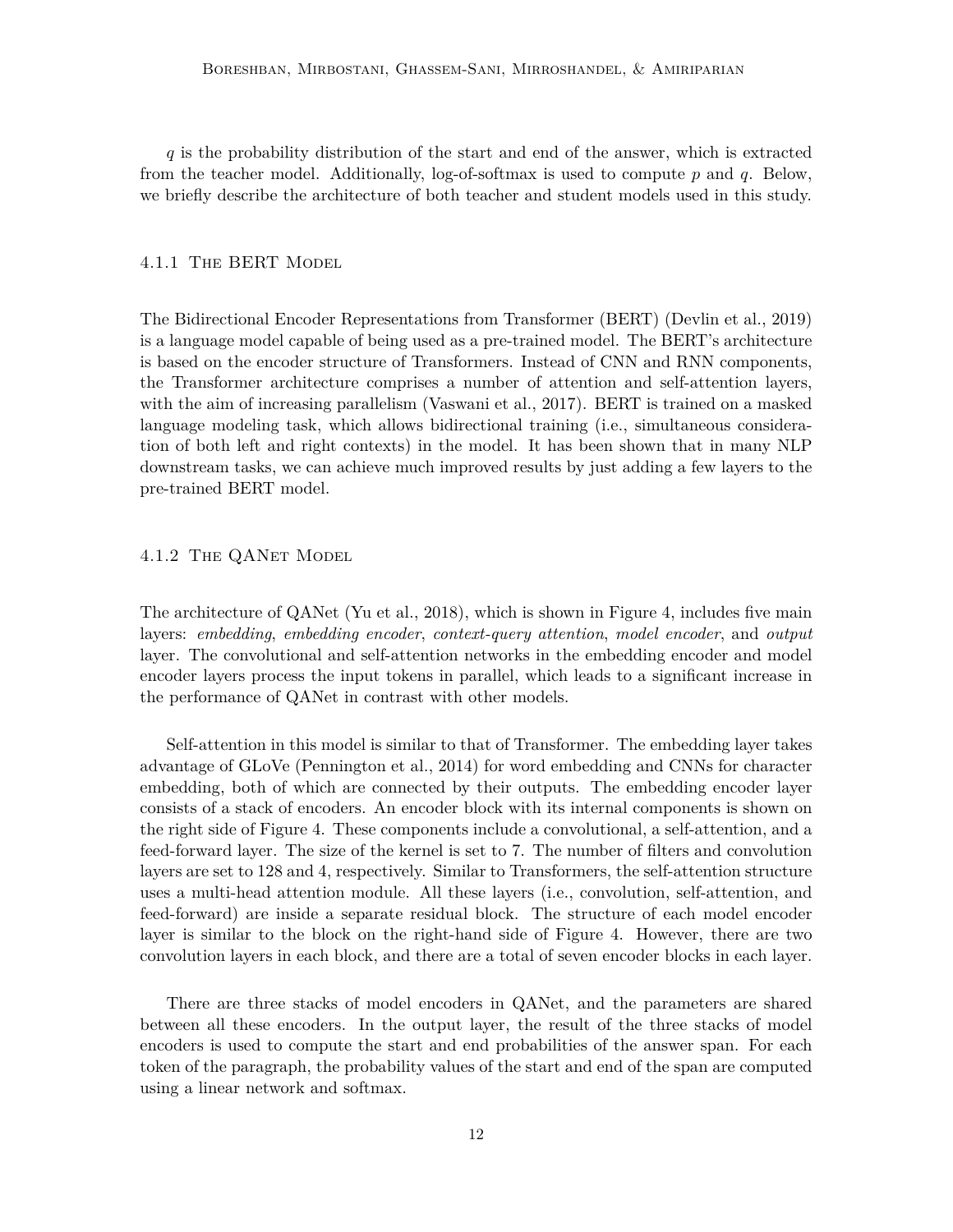$q$ is the probability distribution of the start and end of the answer, which is extracted from the teacher model. Additionally, log-of-softmax is used to compute $p$ and $q$. Below, we briefly describe the architecture of both teacher and student models used in this study.

#### 4.1.1 The BERT Model

The Bidirectional Encoder Representations from Transformer (BERT) (Devlin et al., 2019) is a language model capable of being used as a pre-trained model. The BERT's architecture is based on the encoder structure of Transformers. Instead of CNN and RNN components, the Transformer architecture comprises a number of attention and self-attention layers, with the aim of increasing parallelism (Vaswani et al., 2017). BERT is trained on a masked language modeling task, which allows bidirectional training (i.e., simultaneous consideration of both left and right contexts) in the model. It has been shown that in many NLP downstream tasks, we can achieve much improved results by just adding a few layers to the pre-trained BERT model.

#### 4.1.2 The QANet Model

The architecture of QANet (Yu et al., 2018), which is shown in Figure 4, includes five main layers: *embedding*, *embedding encoder*, *context-query attention*, *model encoder*, and *output* layer. The convolutional and self-attention networks in the embedding encoder and model encoder layers process the input tokens in parallel, which leads to a significant increase in the performance of QANet in contrast with other models.

Self-attention in this model is similar to that of Transformer. The embedding layer takes advantage of GLoVe (Pennington et al., 2014) for word embedding and CNNs for character embedding, both of which are connected by their outputs. The embedding encoder layer consists of a stack of encoders. An encoder block with its internal components is shown on the right side of Figure 4. These components include a convolutional, a self-attention, and a feed-forward layer. The size of the kernel is set to 7. The number of filters and convolution layers are set to 128 and 4, respectively. Similar to Transformers, the self-attention structure uses a multi-head attention module. All these layers (i.e., convolution, self-attention, and feed-forward) are inside a separate residual block. The structure of each model encoder layer is similar to the block on the right-hand side of Figure 4. However, there are two convolution layers in each block, and there are a total of seven encoder blocks in each layer.

There are three stacks of model encoders in QANet, and the parameters are shared between all these encoders. In the output layer, the result of the three stacks of model encoders is used to compute the start and end probabilities of the answer span. For each token of the paragraph, the probability values of the start and end of the span are computed using a linear network and softmax.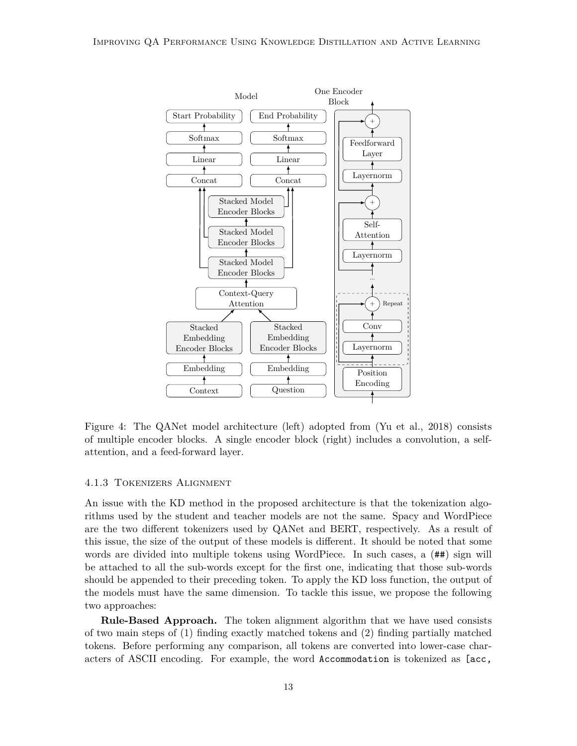Figure 4: The QANet model architecture (left) adopted from (Yu et al., 2018) consists of multiple encoder blocks. A single encoder block (right) includes a convolution, a self-attention, and a feed-forward layer.

#### 4.1.3 Tokenizers Alignment

An issue with the KD method in the proposed architecture is that the tokenization algorithms used by the student and teacher models are not the same. Spacy and WordPiece are the two different tokenizers used by QANet and BERT, respectively. As a result of this issue, the size of the output of these models is different. It should be noted that some words are divided into multiple tokens using WordPiece. In such cases, a (`##`) sign will be attached to all the sub-words except for the first one, indicating that those sub-words should be appended to their preceding token. To apply the KD loss function, the output of the models must have the same dimension. To tackle this issue, we propose the following two approaches:

**Rule-Based Approach.** The token alignment algorithm that we have used consists of two main steps of (1) finding exactly matched tokens and (2) finding partially matched tokens. Before performing any comparison, all tokens are converted into lower-case characters of ASCII encoding. For example, the word `Accommodation` is tokenized as `[acc,`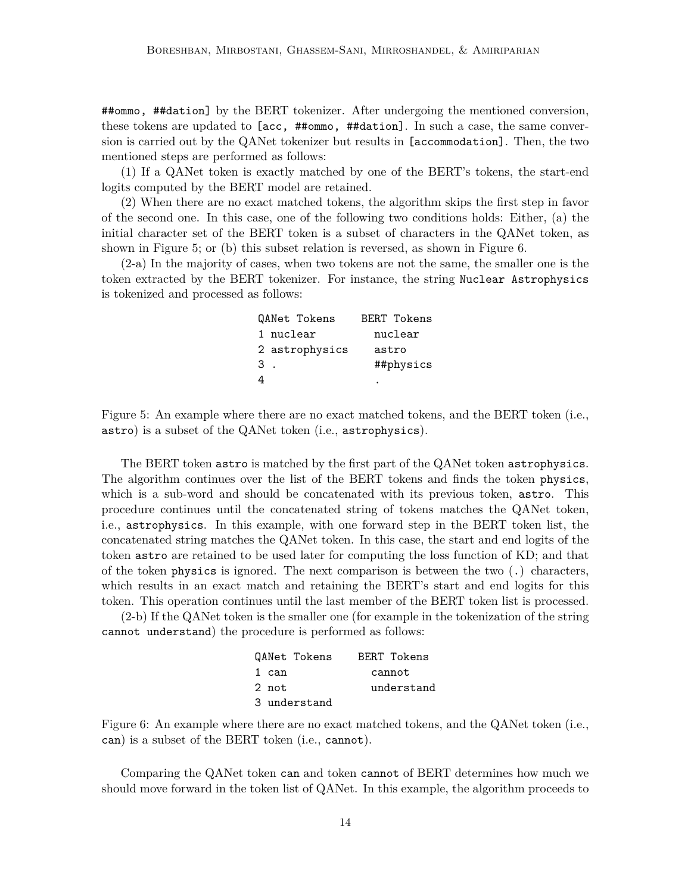##ommo, ##dation] by the BERT tokenizer. After undergoing the mentioned conversion, these tokens are updated to [acc, ##ommo, ##dation]. In such a case, the same conversion is carried out by the QANet tokenizer but results in [accommodation]. Then, the two mentioned steps are performed as follows:

(1) If a QANet token is exactly matched by one of the BERT's tokens, the start-end logits computed by the BERT model are retained.

(2) When there are no exact matched tokens, the algorithm skips the first step in favor of the second one. In this case, one of the following two conditions holds: Either, (a) the initial character set of the BERT token is a subset of characters in the QANet token, as shown in Figure 5; or (b) this subset relation is reversed, as shown in Figure 6.

(2-a) In the majority of cases, when two tokens are not the same, the smaller one is the token extracted by the BERT tokenizer. For instance, the string Nuclear Astrophysics is tokenized and processed as follows:

```
QANet Tokens    BERT Tokens
1 nuclear         nuclear
2 astrophysics    astro
3 .               ##physics
4                 .
```

Figure 5: An example where there are no exact matched tokens, and the BERT token (i.e., astro) is a subset of the QANet token (i.e., astrophysics).

The BERT token astro is matched by the first part of the QANet token astrophysics. The algorithm continues over the list of the BERT tokens and finds the token physics, which is a sub-word and should be concatenated with its previous token, astro. This procedure continues until the concatenated string of tokens matches the QANet token, i.e., astrophysics. In this example, with one forward step in the BERT token list, the concatenated string matches the QANet token. In this case, the start and end logits of the token astro are retained to be used later for computing the loss function of KD; and that of the token physics is ignored. The next comparison is between the two (.) characters, which results in an exact match and retaining the BERT's start and end logits for this token. This operation continues until the last member of the BERT token list is processed.

(2-b) If the QANet token is the smaller one (for example in the tokenization of the string cannot understand) the procedure is performed as follows:

```
QANet Tokens    BERT Tokens
1 can             cannot
2 not             understand
3 understand
```

Figure 6: An example where there are no exact matched tokens, and the QANet token (i.e., can) is a subset of the BERT token (i.e., cannot).

Comparing the QANet token can and token cannot of BERT determines how much we should move forward in the token list of QANet. In this example, the algorithm proceeds to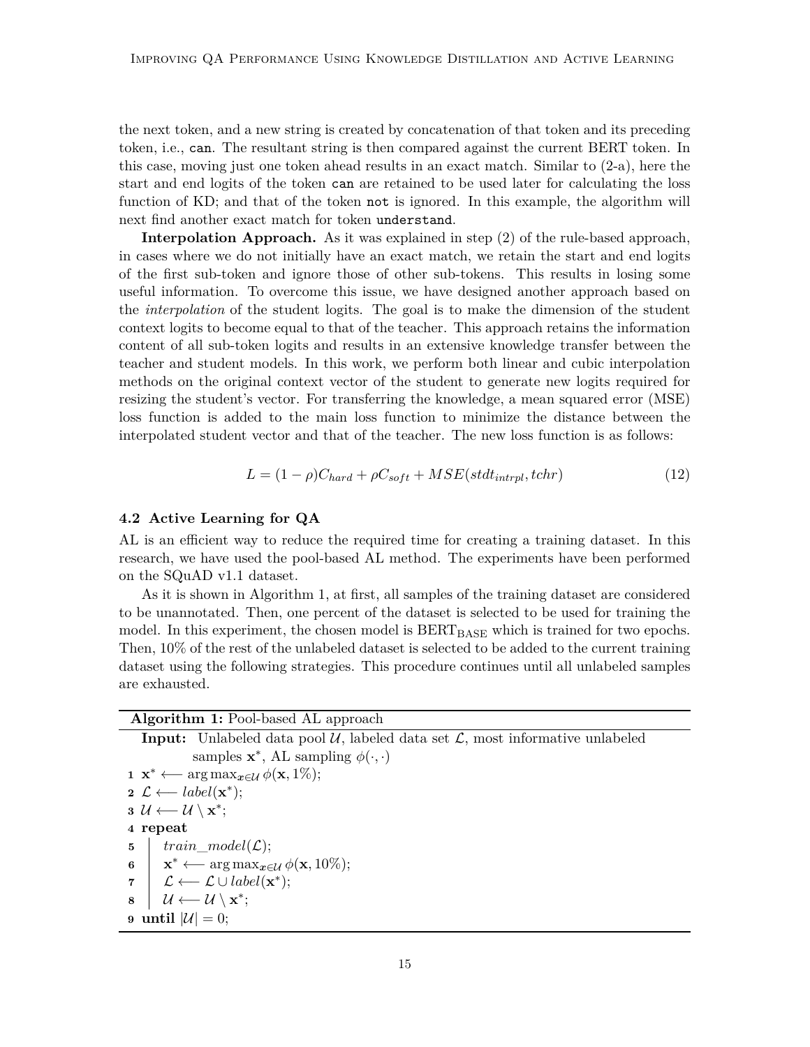the next token, and a new string is created by concatenation of that token and its preceding token, i.e., `can`. The resultant string is then compared against the current BERT token. In this case, moving just one token ahead results in an exact match. Similar to (2-a), here the start and end logits of the token `can` are retained to be used later for calculating the loss function of KD; and that of the token `not` is ignored. In this example, the algorithm will next find another exact match for token `understand`.

**Interpolation Approach.** As it was explained in step (2) of the rule-based approach, in cases where we do not initially have an exact match, we retain the start and end logits of the first sub-token and ignore those of other sub-tokens. This results in losing some useful information. To overcome this issue, we have designed another approach based on the *interpolation* of the student logits. The goal is to make the dimension of the student context logits to become equal to that of the teacher. This approach retains the information content of all sub-token logits and results in an extensive knowledge transfer between the teacher and student models. In this work, we perform both linear and cubic interpolation methods on the original context vector of the student to generate new logits required for resizing the student's vector. For transferring the knowledge, a mean squared error (MSE) loss function is added to the main loss function to minimize the distance between the interpolated student vector and that of the teacher. The new loss function is as follows:

$$L = (1-\rho)C_{hard} + \rho C_{soft} + MSE(stdt_{intrpl}, tchr) \tag{12}$$

### 4.2 Active Learning for QA

AL is an efficient way to reduce the required time for creating a training dataset. In this research, we have used the pool-based AL method. The experiments have been performed on the SQuAD v1.1 dataset.

As it is shown in Algorithm 1, at first, all samples of the training dataset are considered to be unannotated. Then, one percent of the dataset is selected to be used for training the model. In this experiment, the chosen model is $\text{BERT}_{\text{BASE}}$ which is trained for two epochs. Then, 10% of the rest of the unlabeled dataset is selected to be added to the current training dataset using the following strategies. This procedure continues until all unlabeled samples are exhausted.

**Algorithm 1:** Pool-based AL approach

**Input:** Unlabeled data pool $\mathcal{U}$, labeled data set $\mathcal{L}$, most informative unlabeled samples $\mathbf{x}^*$, AL sampling $\phi(\cdot,\cdot)$

1. $\mathbf{x}^* \longleftarrow \arg\max_{\boldsymbol{x}\in\mathcal{U}} \phi(\mathbf{x}, 1\%)$;
2. $\mathcal{L} \longleftarrow label(\mathbf{x}^*)$;
3. $\mathcal{U} \longleftarrow \mathcal{U} \setminus \mathbf{x}^*$;
4. **repeat**
5. $\quad train\_model(\mathcal{L})$;
6. $\quad \mathbf{x}^* \longleftarrow \arg\max_{\boldsymbol{x}\in\mathcal{U}} \phi(\mathbf{x}, 10\%)$;
7. $\quad \mathcal{L} \longleftarrow \mathcal{L} \cup label(\mathbf{x}^*)$;
8. $\quad \mathcal{U} \longleftarrow \mathcal{U} \setminus \mathbf{x}^*$;
9. **until** $|\mathcal{U}| = 0$;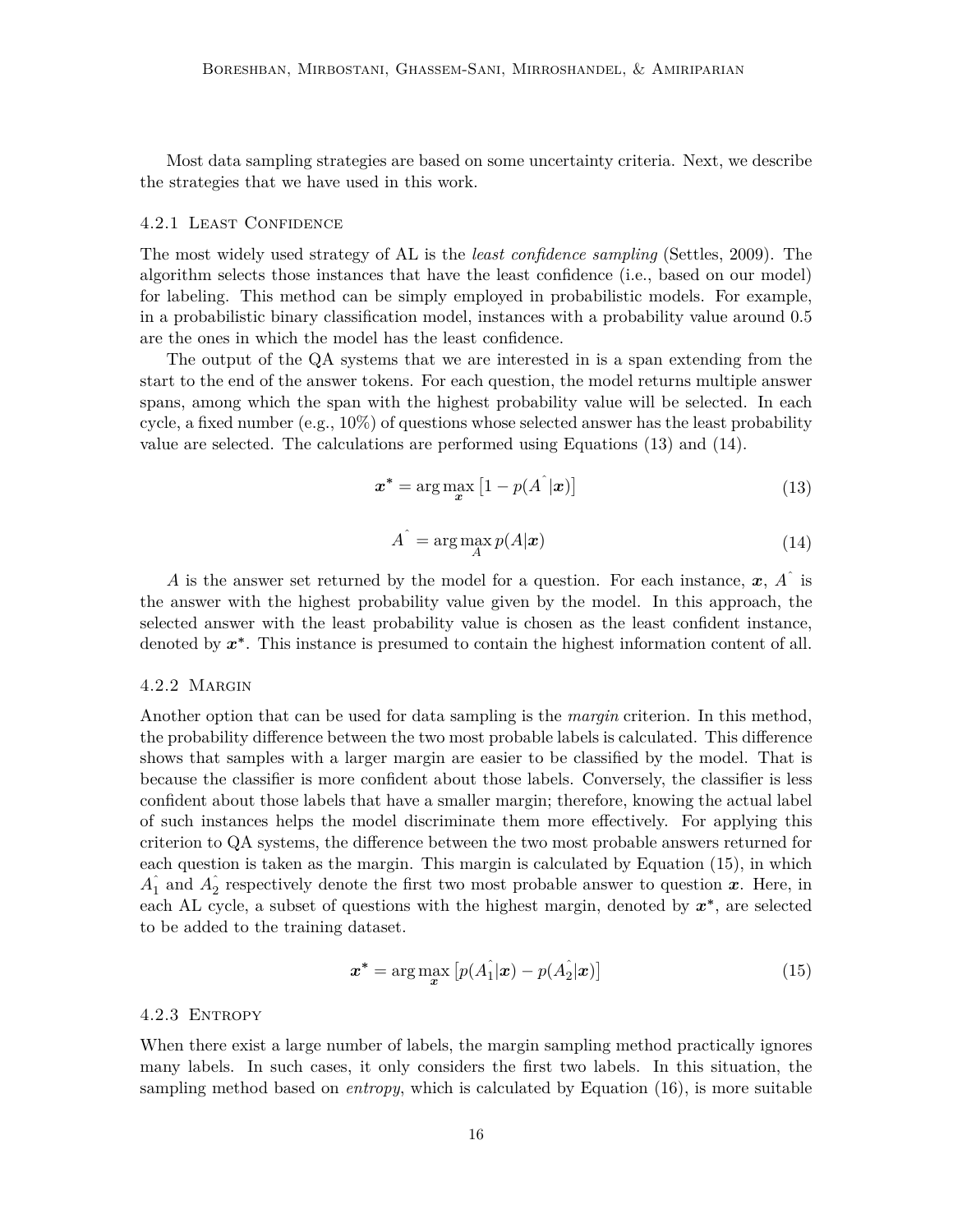Most data sampling strategies are based on some uncertainty criteria. Next, we describe the strategies that we have used in this work.

#### 4.2.1 Least Confidence

The most widely used strategy of AL is the *least confidence sampling* (Settles, 2009). The algorithm selects those instances that have the least confidence (i.e., based on our model) for labeling. This method can be simply employed in probabilistic models. For example, in a probabilistic binary classification model, instances with a probability value around 0.5 are the ones in which the model has the least confidence.

The output of the QA systems that we are interested in is a span extending from the start to the end of the answer tokens. For each question, the model returns multiple answer spans, among which the span with the highest probability value will be selected. In each cycle, a fixed number (e.g., 10%) of questions whose selected answer has the least probability value are selected. The calculations are performed using Equations (13) and (14).

$$\boldsymbol{x}^* = \arg\max_{\boldsymbol{x}} \left[1 - p(\hat{A}|\boldsymbol{x})\right] \tag{13}$$

$$\hat{A} = \arg\max_{A} p(A|\boldsymbol{x}) \tag{14}$$

$A$ is the answer set returned by the model for a question. For each instance, $\boldsymbol{x}$, $\hat{A}$ is the answer with the highest probability value given by the model. In this approach, the selected answer with the least probability value is chosen as the least confident instance, denoted by $\boldsymbol{x}^*$. This instance is presumed to contain the highest information content of all.

#### 4.2.2 Margin

Another option that can be used for data sampling is the *margin* criterion. In this method, the probability difference between the two most probable labels is calculated. This difference shows that samples with a larger margin are easier to be classified by the model. That is because the classifier is more confident about those labels. Conversely, the classifier is less confident about those labels that have a smaller margin; therefore, knowing the actual label of such instances helps the model discriminate them more effectively. For applying this criterion to QA systems, the difference between the two most probable answers returned for each question is taken as the margin. This margin is calculated by Equation (15), in which $\hat{A_1}$ and $\hat{A_2}$ respectively denote the first two most probable answer to question $\boldsymbol{x}$. Here, in each AL cycle, a subset of questions with the highest margin, denoted by $\boldsymbol{x}^*$, are selected to be added to the training dataset.

$$\boldsymbol{x}^* = \arg\max_{\boldsymbol{x}} \left[p(\hat{A_1}|\boldsymbol{x}) - p(\hat{A_2}|\boldsymbol{x})\right] \tag{15}$$

#### 4.2.3 Entropy

When there exist a large number of labels, the margin sampling method practically ignores many labels. In such cases, it only considers the first two labels. In this situation, the sampling method based on *entropy*, which is calculated by Equation (16), is more suitable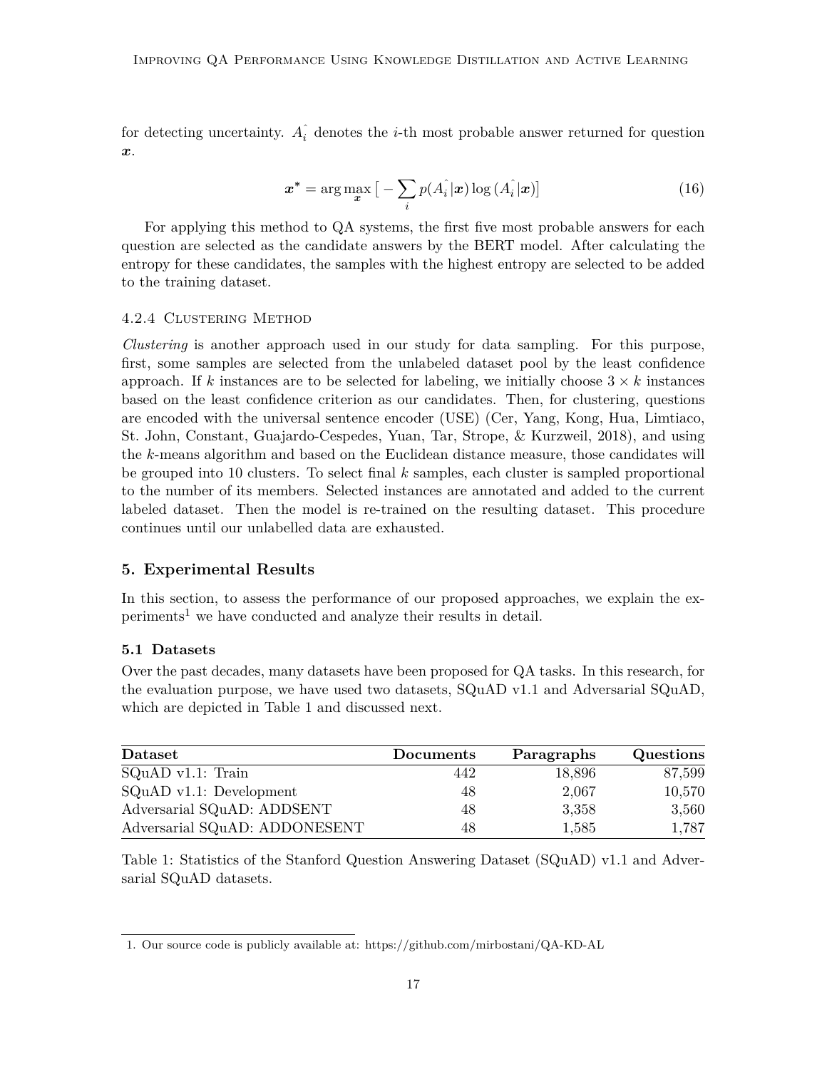for detecting uncertainty. $\hat{A_i}$ denotes the $i$-th most probable answer returned for question $\boldsymbol{x}$.

$$\boldsymbol{x}^* = \arg\max_{\boldsymbol{x}} \big[ -\sum_{i} p(\hat{A_i}|\boldsymbol{x}) \log (\hat{A_i}|\boldsymbol{x}) \big] \tag{16}$$

For applying this method to QA systems, the first five most probable answers for each question are selected as the candidate answers by the BERT model. After calculating the entropy for these candidates, the samples with the highest entropy are selected to be added to the training dataset.

#### 4.2.4 Clustering Method

*Clustering* is another approach used in our study for data sampling. For this purpose, first, some samples are selected from the unlabeled dataset pool by the least confidence approach. If $k$ instances are to be selected for labeling, we initially choose $3 \times k$ instances based on the least confidence criterion as our candidates. Then, for clustering, questions are encoded with the universal sentence encoder (USE) (Cer, Yang, Kong, Hua, Limtiaco, St. John, Constant, Guajardo-Cespedes, Yuan, Tar, Strope, & Kurzweil, 2018), and using the $k$-means algorithm and based on the Euclidean distance measure, those candidates will be grouped into 10 clusters. To select final $k$ samples, each cluster is sampled proportional to the number of its members. Selected instances are annotated and added to the current labeled dataset. Then the model is re-trained on the resulting dataset. This procedure continues until our unlabelled data are exhausted.

## 5. Experimental Results

In this section, to assess the performance of our proposed approaches, we explain the experiments[1] we have conducted and analyze their results in detail.

### 5.1 Datasets

Over the past decades, many datasets have been proposed for QA tasks. In this research, for the evaluation purpose, we have used two datasets, SQuAD v1.1 and Adversarial SQuAD, which are depicted in Table 1 and discussed next.

| Dataset | Documents | Paragraphs | Questions |
|---|---|---|---|
| SQuAD v1.1: Train | 442 | 18,896 | 87,599 |
| SQuAD v1.1: Development | 48 | 2,067 | 10,570 |
| Adversarial SQuAD: ADDSENT | 48 | 3,358 | 3,560 |
| Adversarial SQuAD: ADDONESENT | 48 | 1,585 | 1,787 |

Table 1: Statistics of the Stanford Question Answering Dataset (SQuAD) v1.1 and Adversarial SQuAD datasets.

1. Our source code is publicly available at: https://github.com/mirbostani/QA-KD-AL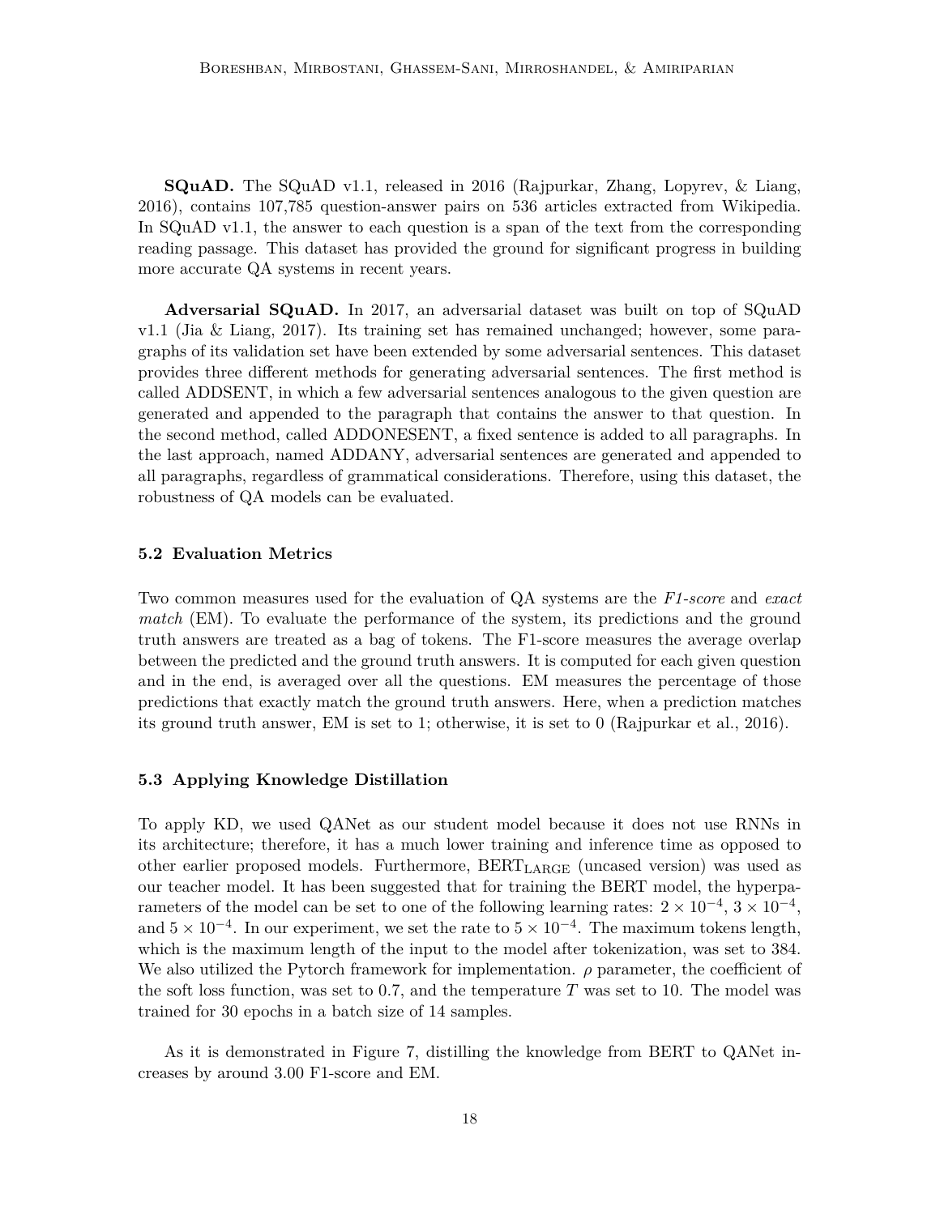**SQuAD.** The SQuAD v1.1, released in 2016 (Rajpurkar, Zhang, Lopyrev, & Liang, 2016), contains 107,785 question-answer pairs on 536 articles extracted from Wikipedia. In SQuAD v1.1, the answer to each question is a span of the text from the corresponding reading passage. This dataset has provided the ground for significant progress in building more accurate QA systems in recent years.

**Adversarial SQuAD.** In 2017, an adversarial dataset was built on top of SQuAD v1.1 (Jia & Liang, 2017). Its training set has remained unchanged; however, some paragraphs of its validation set have been extended by some adversarial sentences. This dataset provides three different methods for generating adversarial sentences. The first method is called ADDSENT, in which a few adversarial sentences analogous to the given question are generated and appended to the paragraph that contains the answer to that question. In the second method, called ADDONESENT, a fixed sentence is added to all paragraphs. In the last approach, named ADDANY, adversarial sentences are generated and appended to all paragraphs, regardless of grammatical considerations. Therefore, using this dataset, the robustness of QA models can be evaluated.

### 5.2 Evaluation Metrics

Two common measures used for the evaluation of QA systems are the *F1-score* and *exact match* (EM). To evaluate the performance of the system, its predictions and the ground truth answers are treated as a bag of tokens. The F1-score measures the average overlap between the predicted and the ground truth answers. It is computed for each given question and in the end, is averaged over all the questions. EM measures the percentage of those predictions that exactly match the ground truth answers. Here, when a prediction matches its ground truth answer, EM is set to 1; otherwise, it is set to 0 (Rajpurkar et al., 2016).

### 5.3 Applying Knowledge Distillation

To apply KD, we used QANet as our student model because it does not use RNNs in its architecture; therefore, it has a much lower training and inference time as opposed to other earlier proposed models. Furthermore, $\text{BERT}_{\text{LARGE}}$ (uncased version) was used as our teacher model. It has been suggested that for training the BERT model, the hyperparameters of the model can be set to one of the following learning rates: $2 \times 10^{-4}$, $3 \times 10^{-4}$, and $5 \times 10^{-4}$. In our experiment, we set the rate to $5 \times 10^{-4}$. The maximum tokens length, which is the maximum length of the input to the model after tokenization, was set to 384. We also utilized the Pytorch framework for implementation. $\rho$ parameter, the coefficient of the soft loss function, was set to 0.7, and the temperature $T$ was set to 10. The model was trained for 30 epochs in a batch size of 14 samples.

As it is demonstrated in Figure 7, distilling the knowledge from BERT to QANet increases by around 3.00 F1-score and EM.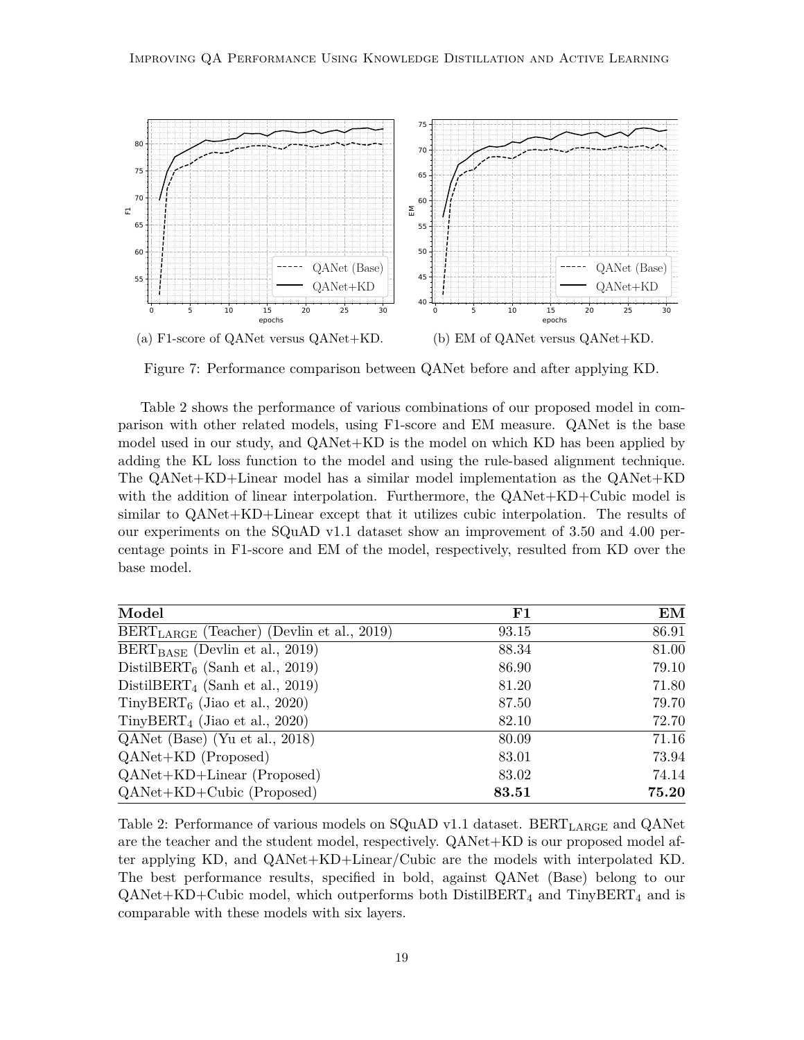(a) F1-score of QANet versus QANet+KD.

(b) EM of QANet versus QANet+KD.

Figure 7: Performance comparison between QANet before and after applying KD.

Table 2 shows the performance of various combinations of our proposed model in comparison with other related models, using F1-score and EM measure. QANet is the base model used in our study, and QANet+KD is the model on which KD has been applied by adding the KL loss function to the model and using the rule-based alignment technique. The QANet+KD+Linear model has a similar model implementation as the QANet+KD with the addition of linear interpolation. Furthermore, the QANet+KD+Cubic model is similar to QANet+KD+Linear except that it utilizes cubic interpolation. The results of our experiments on the SQuAD v1.1 dataset show an improvement of 3.50 and 4.00 percentage points in F1-score and EM of the model, respectively, resulted from KD over the base model.

| Model | F1 | EM |
|---|---|---|
| $\text{BERT}_{\text{LARGE}}$ (Teacher) (Devlin et al., 2019) | 93.15 | 86.91 |
| $\text{BERT}_{\text{BASE}}$ (Devlin et al., 2019) | 88.34 | 81.00 |
| $\text{DistilBERT}_6$ (Sanh et al., 2019) | 86.90 | 79.10 |
| $\text{DistilBERT}_4$ (Sanh et al., 2019) | 81.20 | 71.80 |
| $\text{TinyBERT}_6$ (Jiao et al., 2020) | 87.50 | 79.70 |
| $\text{TinyBERT}_4$ (Jiao et al., 2020) | 82.10 | 72.70 |
| QANet (Base) (Yu et al., 2018) | 80.09 | 71.16 |
| QANet+KD (Proposed) | 83.01 | 73.94 |
| QANet+KD+Linear (Proposed) | 83.02 | 74.14 |
| QANet+KD+Cubic (Proposed) | **83.51** | **75.20** |

Table 2: Performance of various models on SQuAD v1.1 dataset. $\text{BERT}_{\text{LARGE}}$ and QANet are the teacher and the student model, respectively. QANet+KD is our proposed model after applying KD, and QANet+KD+Linear/Cubic are the models with interpolated KD. The best performance results, specified in bold, against QANet (Base) belong to our QANet+KD+Cubic model, which outperforms both $\text{DistilBERT}_4$ and $\text{TinyBERT}_4$ and is comparable with these models with six layers.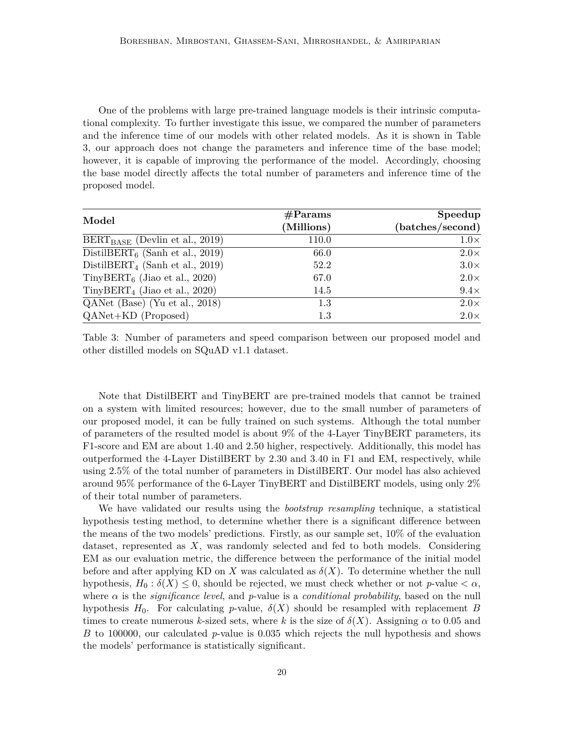One of the problems with large pre-trained language models is their intrinsic computational complexity. To further investigate this issue, we compared the number of parameters and the inference time of our models with other related models. As it is shown in Table 3, our approach does not change the parameters and inference time of the base model; however, it is capable of improving the performance of the model. Accordingly, choosing the base model directly affects the total number of parameters and inference time of the proposed model.

| **Model** | **#Params (Millions)** | **Speedup (batches/second)** |
|---|---:|---:|
| $\text{BERT}_{\text{BASE}}$ (Devlin et al., 2019) | 110.0 | 1.0× |
| $\text{DistilBERT}_6$ (Sanh et al., 2019) | 66.0 | 2.0× |
| $\text{DistilBERT}_4$ (Sanh et al., 2019) | 52.2 | 3.0× |
| $\text{TinyBERT}_6$ (Jiao et al., 2020) | 67.0 | 2.0× |
| $\text{TinyBERT}_4$ (Jiao et al., 2020) | 14.5 | 9.4× |
| QANet (Base) (Yu et al., 2018) | 1.3 | 2.0× |
| QANet+KD (Proposed) | 1.3 | 2.0× |

Table 3: Number of parameters and speed comparison between our proposed model and other distilled models on SQuAD v1.1 dataset.

Note that DistilBERT and TinyBERT are pre-trained models that cannot be trained on a system with limited resources; however, due to the small number of parameters of our proposed model, it can be fully trained on such systems. Although the total number of parameters of the resulted model is about 9% of the 4-Layer TinyBERT parameters, its F1-score and EM are about 1.40 and 2.50 higher, respectively. Additionally, this model has outperformed the 4-Layer DistilBERT by 2.30 and 3.40 in F1 and EM, respectively, while using 2.5% of the total number of parameters in DistilBERT. Our model has also achieved around 95% performance of the 6-Layer TinyBERT and DistilBERT models, using only 2% of their total number of parameters.

We have validated our results using the *bootstrap resampling* technique, a statistical hypothesis testing method, to determine whether there is a significant difference between the means of the two models' predictions. Firstly, as our sample set, 10% of the evaluation dataset, represented as $X$, was randomly selected and fed to both models. Considering EM as our evaluation metric, the difference between the performance of the initial model before and after applying KD on $X$ was calculated as $\delta(X)$. To determine whether the null hypothesis, $H_0 : \delta(X) \leq 0$, should be rejected, we must check whether or not $p$-value $< \alpha$, where $\alpha$ is the *significance level*, and $p$-value is a *conditional probability*, based on the null hypothesis $H_0$. For calculating $p$-value, $\delta(X)$ should be resampled with replacement $B$ times to create numerous $k$-sized sets, where $k$ is the size of $\delta(X)$. Assigning $\alpha$ to 0.05 and $B$ to 100000, our calculated $p$-value is 0.035 which rejects the null hypothesis and shows the models' performance is statistically significant.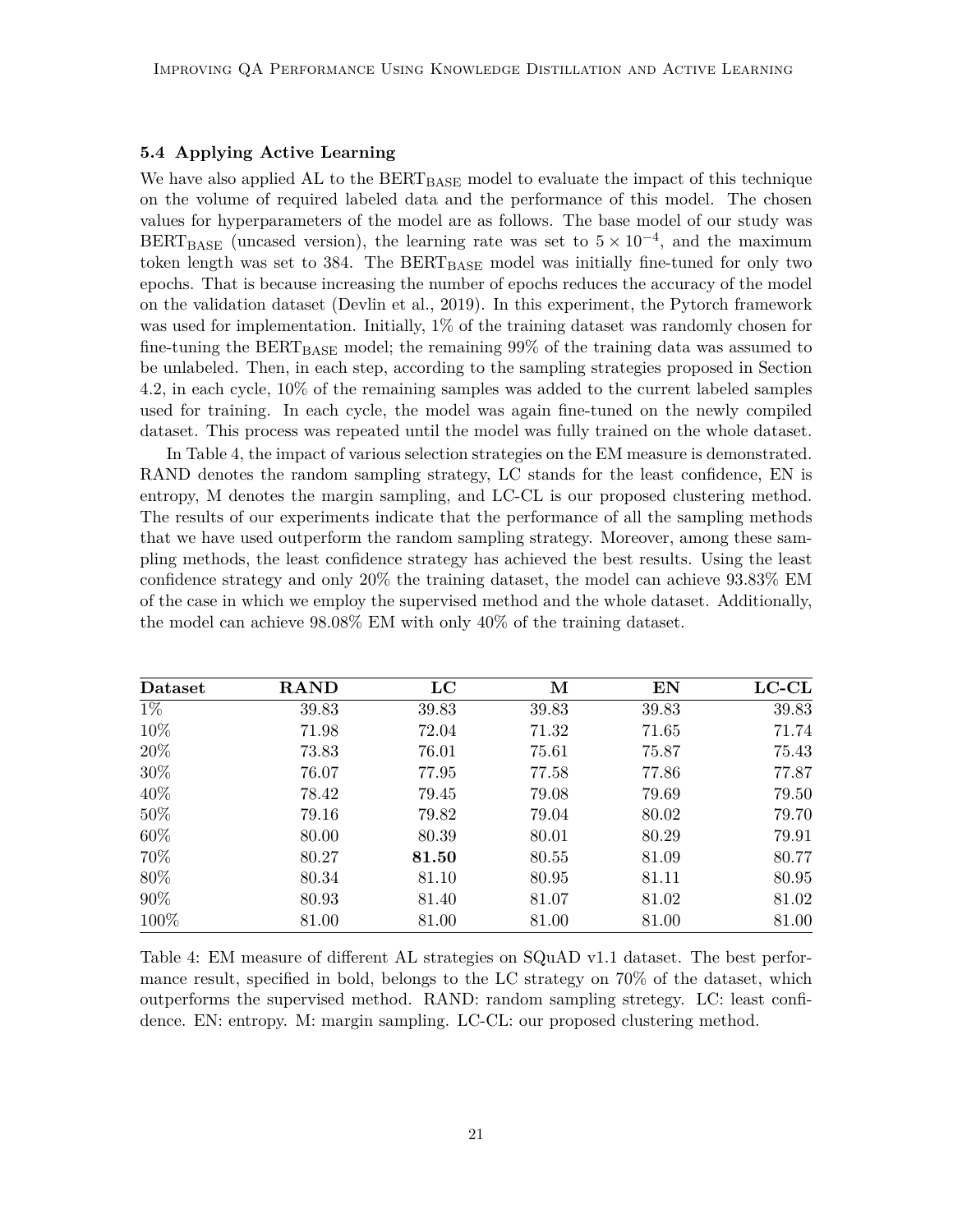### 5.4 Applying Active Learning

We have also applied AL to the $\text{BERT}_{\text{BASE}}$ model to evaluate the impact of this technique on the volume of required labeled data and the performance of this model. The chosen values for hyperparameters of the model are as follows. The base model of our study was $\text{BERT}_{\text{BASE}}$ (uncased version), the learning rate was set to $5 \times 10^{-4}$, and the maximum token length was set to 384. The $\text{BERT}_{\text{BASE}}$ model was initially fine-tuned for only two epochs. That is because increasing the number of epochs reduces the accuracy of the model on the validation dataset (Devlin et al., 2019). In this experiment, the Pytorch framework was used for implementation. Initially, 1% of the training dataset was randomly chosen for fine-tuning the $\text{BERT}_{\text{BASE}}$ model; the remaining 99% of the training data was assumed to be unlabeled. Then, in each step, according to the sampling strategies proposed in Section 4.2, in each cycle, 10% of the remaining samples was added to the current labeled samples used for training. In each cycle, the model was again fine-tuned on the newly compiled dataset. This process was repeated until the model was fully trained on the whole dataset.

In Table 4, the impact of various selection strategies on the EM measure is demonstrated. RAND denotes the random sampling strategy, LC stands for the least confidence, EN is entropy, M denotes the margin sampling, and LC-CL is our proposed clustering method. The results of our experiments indicate that the performance of all the sampling methods that we have used outperform the random sampling strategy. Moreover, among these sampling methods, the least confidence strategy has achieved the best results. Using the least confidence strategy and only 20% the training dataset, the model can achieve 93.83% EM of the case in which we employ the supervised method and the whole dataset. Additionally, the model can achieve 98.08% EM with only 40% of the training dataset.

| Dataset | RAND | LC | M | EN | LC-CL |
|---|---|---|---|---|---|
| 1% | 39.83 | 39.83 | 39.83 | 39.83 | 39.83 |
| 10% | 71.98 | 72.04 | 71.32 | 71.65 | 71.74 |
| 20% | 73.83 | 76.01 | 75.61 | 75.87 | 75.43 |
| 30% | 76.07 | 77.95 | 77.58 | 77.86 | 77.87 |
| 40% | 78.42 | 79.45 | 79.08 | 79.69 | 79.50 |
| 50% | 79.16 | 79.82 | 79.04 | 80.02 | 79.70 |
| 60% | 80.00 | 80.39 | 80.01 | 80.29 | 79.91 |
| 70% | 80.27 | **81.50** | 80.55 | 81.09 | 80.77 |
| 80% | 80.34 | 81.10 | 80.95 | 81.11 | 80.95 |
| 90% | 80.93 | 81.40 | 81.07 | 81.02 | 81.02 |
| 100% | 81.00 | 81.00 | 81.00 | 81.00 | 81.00 |

Table 4: EM measure of different AL strategies on SQuAD v1.1 dataset. The best performance result, specified in bold, belongs to the LC strategy on 70% of the dataset, which outperforms the supervised method. RAND: random sampling stretegy. LC: least confidence. EN: entropy. M: margin sampling. LC-CL: our proposed clustering method.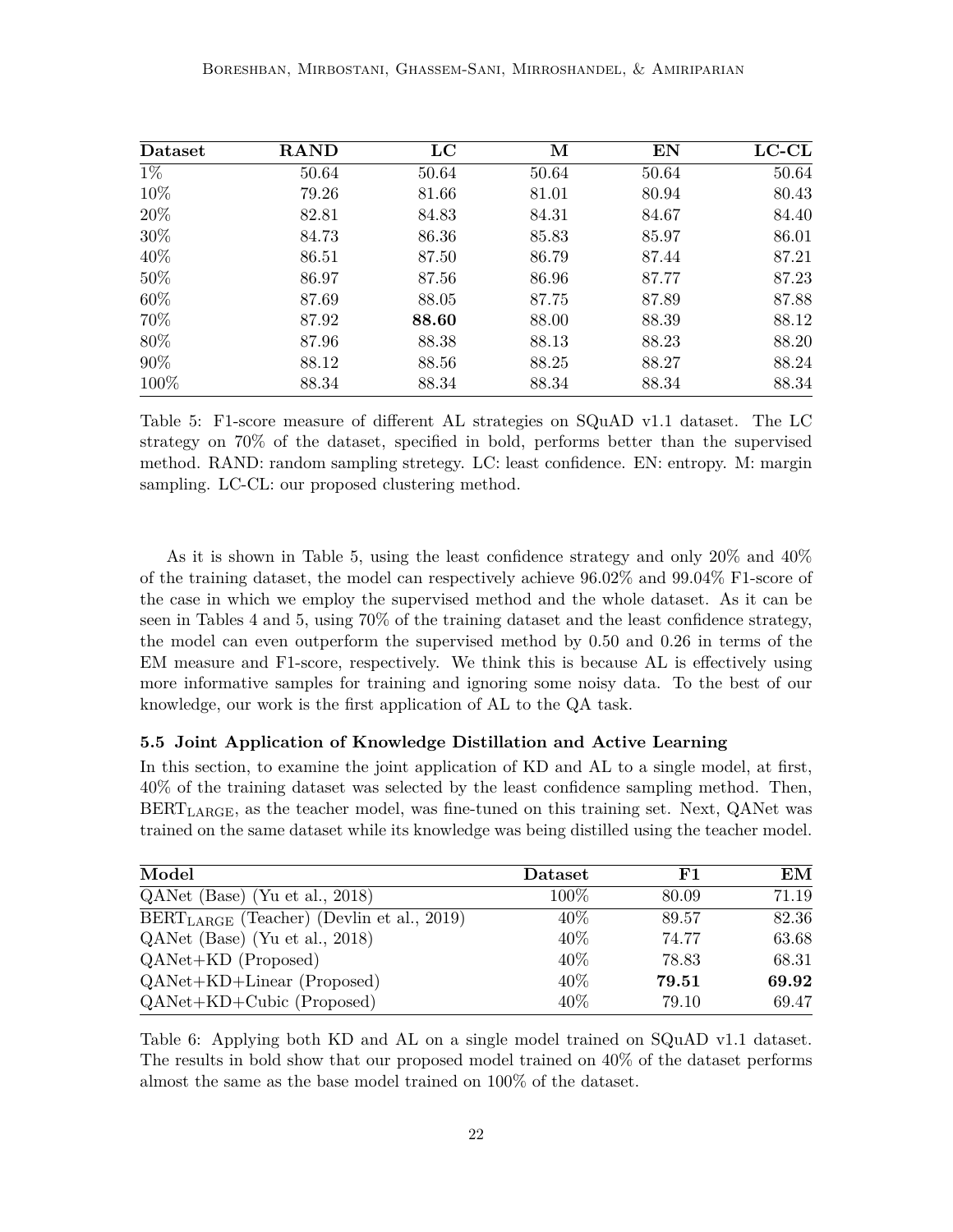| Dataset | RAND | LC | M | EN | LC-CL |
|---|---|---|---|---|---|
| 1% | 50.64 | 50.64 | 50.64 | 50.64 | 50.64 |
| 10% | 79.26 | 81.66 | 81.01 | 80.94 | 80.43 |
| 20% | 82.81 | 84.83 | 84.31 | 84.67 | 84.40 |
| 30% | 84.73 | 86.36 | 85.83 | 85.97 | 86.01 |
| 40% | 86.51 | 87.50 | 86.79 | 87.44 | 87.21 |
| 50% | 86.97 | 87.56 | 86.96 | 87.77 | 87.23 |
| 60% | 87.69 | 88.05 | 87.75 | 87.89 | 87.88 |
| 70% | 87.92 | **88.60** | 88.00 | 88.39 | 88.12 |
| 80% | 87.96 | 88.38 | 88.13 | 88.23 | 88.20 |
| 90% | 88.12 | 88.56 | 88.25 | 88.27 | 88.24 |
| 100% | 88.34 | 88.34 | 88.34 | 88.34 | 88.34 |

Table 5: F1-score measure of different AL strategies on SQuAD v1.1 dataset. The LC strategy on 70% of the dataset, specified in bold, performs better than the supervised method. RAND: random sampling stretegy. LC: least confidence. EN: entropy. M: margin sampling. LC-CL: our proposed clustering method.

As it is shown in Table 5, using the least confidence strategy and only 20% and 40% of the training dataset, the model can respectively achieve 96.02% and 99.04% F1-score of the case in which we employ the supervised method and the whole dataset. As it can be seen in Tables 4 and 5, using 70% of the training dataset and the least confidence strategy, the model can even outperform the supervised method by 0.50 and 0.26 in terms of the EM measure and F1-score, respectively. We think this is because AL is effectively using more informative samples for training and ignoring some noisy data. To the best of our knowledge, our work is the first application of AL to the QA task.

### 5.5 Joint Application of Knowledge Distillation and Active Learning

In this section, to examine the joint application of KD and AL to a single model, at first, 40% of the training dataset was selected by the least confidence sampling method. Then, $\text{BERT}_{\text{LARGE}}$, as the teacher model, was fine-tuned on this training set. Next, QANet was trained on the same dataset while its knowledge was being distilled using the teacher model.

| Model | Dataset | F1 | EM |
|---|---|---|---|
| QANet (Base) (Yu et al., 2018) | 100% | 80.09 | 71.19 |
| $\text{BERT}_{\text{LARGE}}$ (Teacher) (Devlin et al., 2019) | 40% | 89.57 | 82.36 |
| QANet (Base) (Yu et al., 2018) | 40% | 74.77 | 63.68 |
| QANet+KD (Proposed) | 40% | 78.83 | 68.31 |
| QANet+KD+Linear (Proposed) | 40% | **79.51** | **69.92** |
| QANet+KD+Cubic (Proposed) | 40% | 79.10 | 69.47 |

Table 6: Applying both KD and AL on a single model trained on SQuAD v1.1 dataset. The results in bold show that our proposed model trained on 40% of the dataset performs almost the same as the base model trained on 100% of the dataset.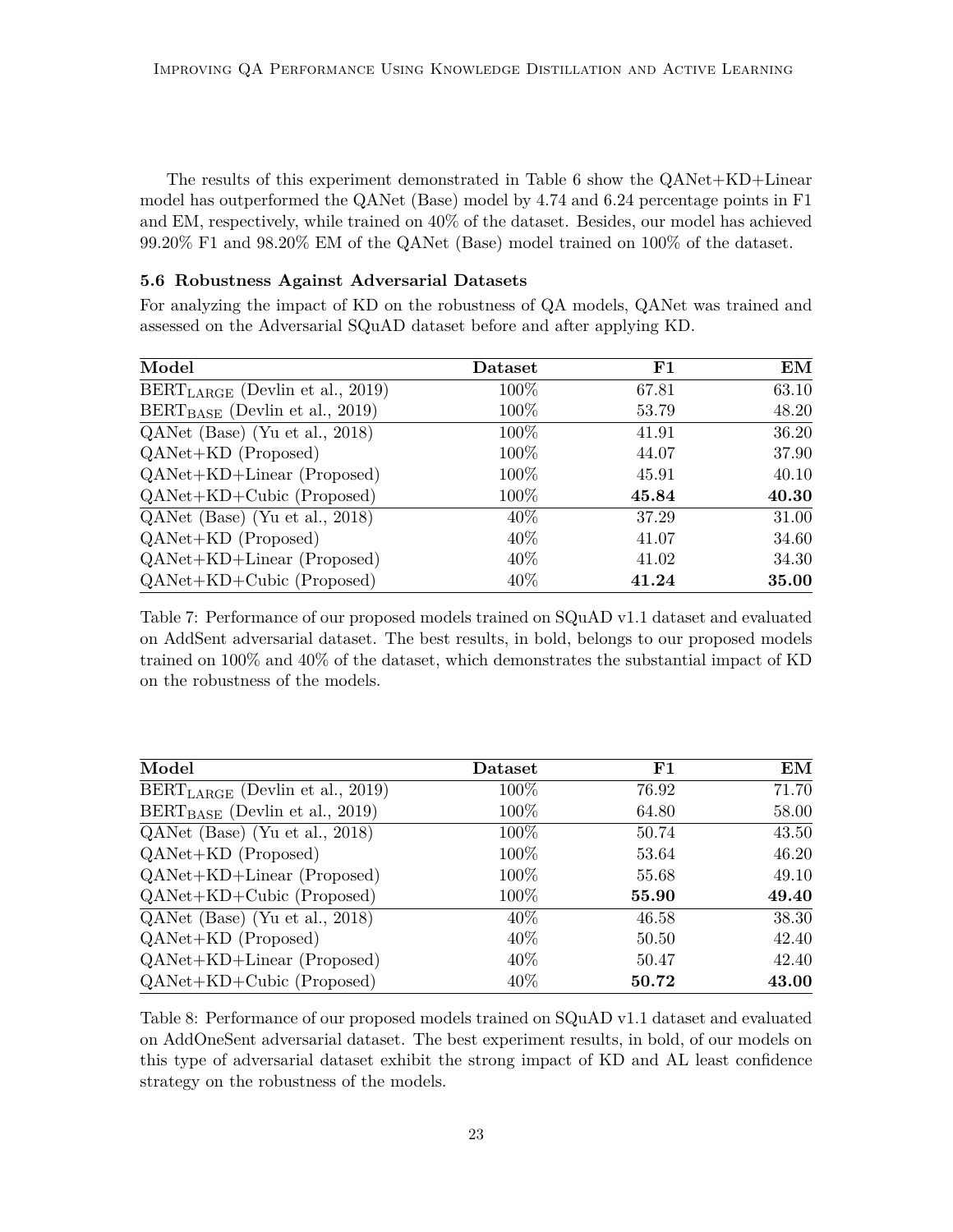The results of this experiment demonstrated in Table 6 show the QANet+KD+Linear model has outperformed the QANet (Base) model by 4.74 and 6.24 percentage points in F1 and EM, respectively, while trained on 40% of the dataset. Besides, our model has achieved 99.20% F1 and 98.20% EM of the QANet (Base) model trained on 100% of the dataset.

### 5.6 Robustness Against Adversarial Datasets

For analyzing the impact of KD on the robustness of QA models, QANet was trained and assessed on the Adversarial SQuAD dataset before and after applying KD.

| Model | Dataset | F1 | EM |
|---|---|---|---|
| $\text{BERT}_{\text{LARGE}}$ (Devlin et al., 2019) | 100% | 67.81 | 63.10 |
| $\text{BERT}_{\text{BASE}}$ (Devlin et al., 2019) | 100% | 53.79 | 48.20 |
| QANet (Base) (Yu et al., 2018) | 100% | 41.91 | 36.20 |
| QANet+KD (Proposed) | 100% | 44.07 | 37.90 |
| QANet+KD+Linear (Proposed) | 100% | 45.91 | 40.10 |
| QANet+KD+Cubic (Proposed) | 100% | **45.84** | **40.30** |
| QANet (Base) (Yu et al., 2018) | 40% | 37.29 | 31.00 |
| QANet+KD (Proposed) | 40% | 41.07 | 34.60 |
| QANet+KD+Linear (Proposed) | 40% | 41.02 | 34.30 |
| QANet+KD+Cubic (Proposed) | 40% | **41.24** | **35.00** |

Table 7: Performance of our proposed models trained on SQuAD v1.1 dataset and evaluated on AddSent adversarial dataset. The best results, in bold, belongs to our proposed models trained on 100% and 40% of the dataset, which demonstrates the substantial impact of KD on the robustness of the models.

| Model | Dataset | F1 | EM |
|---|---|---|---|
| $\text{BERT}_{\text{LARGE}}$ (Devlin et al., 2019) | 100% | 76.92 | 71.70 |
| $\text{BERT}_{\text{BASE}}$ (Devlin et al., 2019) | 100% | 64.80 | 58.00 |
| QANet (Base) (Yu et al., 2018) | 100% | 50.74 | 43.50 |
| QANet+KD (Proposed) | 100% | 53.64 | 46.20 |
| QANet+KD+Linear (Proposed) | 100% | 55.68 | 49.10 |
| QANet+KD+Cubic (Proposed) | 100% | **55.90** | **49.40** |
| QANet (Base) (Yu et al., 2018) | 40% | 46.58 | 38.30 |
| QANet+KD (Proposed) | 40% | 50.50 | 42.40 |
| QANet+KD+Linear (Proposed) | 40% | 50.47 | 42.40 |
| QANet+KD+Cubic (Proposed) | 40% | **50.72** | **43.00** |

Table 8: Performance of our proposed models trained on SQuAD v1.1 dataset and evaluated on AddOneSent adversarial dataset. The best experiment results, in bold, of our models on this type of adversarial dataset exhibit the strong impact of KD and AL least confidence strategy on the robustness of the models.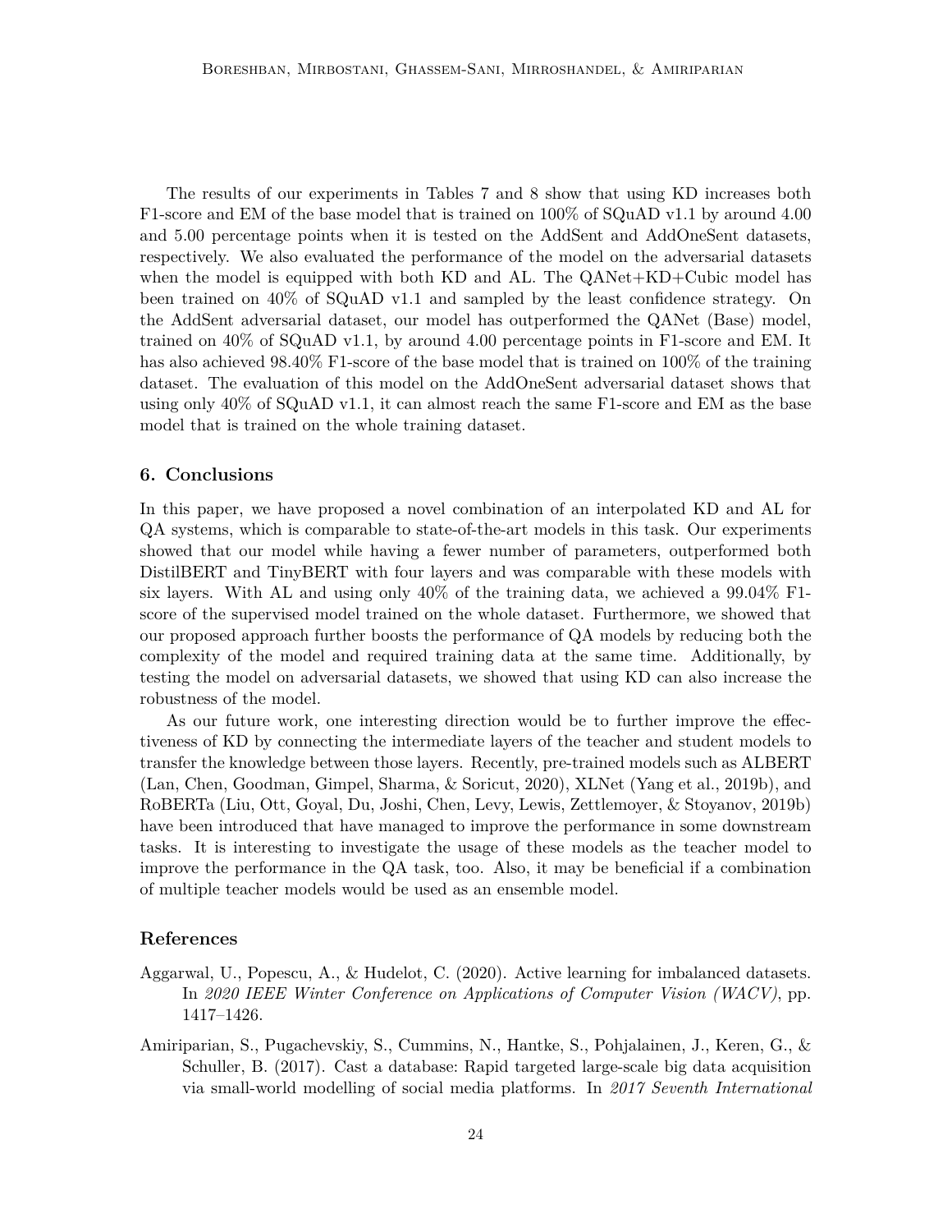The results of our experiments in Tables 7 and 8 show that using KD increases both F1-score and EM of the base model that is trained on 100% of SQuAD v1.1 by around 4.00 and 5.00 percentage points when it is tested on the AddSent and AddOneSent datasets, respectively. We also evaluated the performance of the model on the adversarial datasets when the model is equipped with both KD and AL. The QANet+KD+Cubic model has been trained on 40% of SQuAD v1.1 and sampled by the least confidence strategy. On the AddSent adversarial dataset, our model has outperformed the QANet (Base) model, trained on 40% of SQuAD v1.1, by around 4.00 percentage points in F1-score and EM. It has also achieved 98.40% F1-score of the base model that is trained on 100% of the training dataset. The evaluation of this model on the AddOneSent adversarial dataset shows that using only 40% of SQuAD v1.1, it can almost reach the same F1-score and EM as the base model that is trained on the whole training dataset.

## 6. Conclusions

In this paper, we have proposed a novel combination of an interpolated KD and AL for QA systems, which is comparable to state-of-the-art models in this task. Our experiments showed that our model while having a fewer number of parameters, outperformed both DistilBERT and TinyBERT with four layers and was comparable with these models with six layers. With AL and using only 40% of the training data, we achieved a 99.04% F1-score of the supervised model trained on the whole dataset. Furthermore, we showed that our proposed approach further boosts the performance of QA models by reducing both the complexity of the model and required training data at the same time. Additionally, by testing the model on adversarial datasets, we showed that using KD can also increase the robustness of the model.

As our future work, one interesting direction would be to further improve the effectiveness of KD by connecting the intermediate layers of the teacher and student models to transfer the knowledge between those layers. Recently, pre-trained models such as ALBERT (Lan, Chen, Goodman, Gimpel, Sharma, & Soricut, 2020), XLNet (Yang et al., 2019b), and RoBERTa (Liu, Ott, Goyal, Du, Joshi, Chen, Levy, Lewis, Zettlemoyer, & Stoyanov, 2019b) have been introduced that have managed to improve the performance in some downstream tasks. It is interesting to investigate the usage of these models as the teacher model to improve the performance in the QA task, too. Also, it may be beneficial if a combination of multiple teacher models would be used as an ensemble model.

## References

Aggarwal, U., Popescu, A., & Hudelot, C. (2020). Active learning for imbalanced datasets. In *2020 IEEE Winter Conference on Applications of Computer Vision (WACV)*, pp. 1417–1426.

Amiriparian, S., Pugachevskiy, S., Cummins, N., Hantke, S., Pohjalainen, J., Keren, G., & Schuller, B. (2017). Cast a database: Rapid targeted large-scale big data acquisition via small-world modelling of social media platforms. In *2017 Seventh International*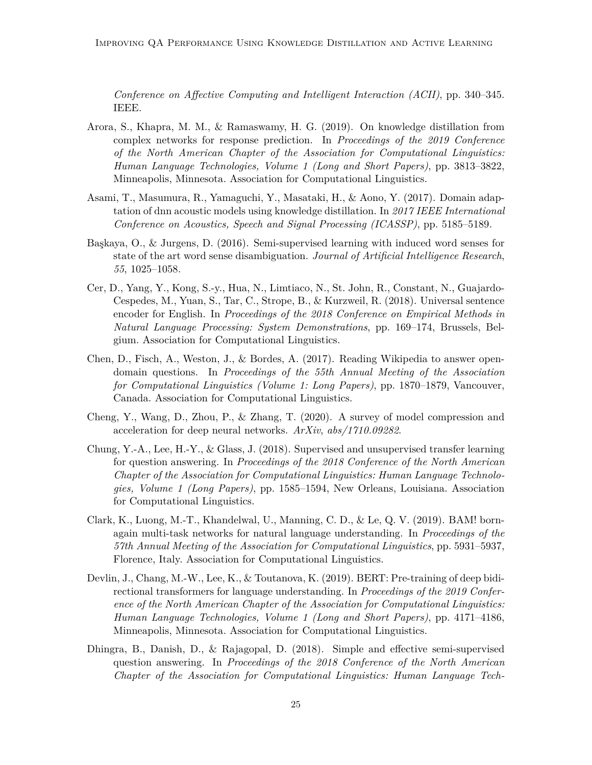*Conference on Affective Computing and Intelligent Interaction (ACII)*, pp. 340–345. IEEE.

Arora, S., Khapra, M. M., & Ramaswamy, H. G. (2019). On knowledge distillation from complex networks for response prediction. In *Proceedings of the 2019 Conference of the North American Chapter of the Association for Computational Linguistics: Human Language Technologies, Volume 1 (Long and Short Papers)*, pp. 3813–3822, Minneapolis, Minnesota. Association for Computational Linguistics.

Asami, T., Masumura, R., Yamaguchi, Y., Masataki, H., & Aono, Y. (2017). Domain adaptation of dnn acoustic models using knowledge distillation. In *2017 IEEE International Conference on Acoustics, Speech and Signal Processing (ICASSP)*, pp. 5185–5189.

Başkaya, O., & Jurgens, D. (2016). Semi-supervised learning with induced word senses for state of the art word sense disambiguation. *Journal of Artificial Intelligence Research*, *55*, 1025–1058.

Cer, D., Yang, Y., Kong, S.-y., Hua, N., Limtiaco, N., St. John, R., Constant, N., Guajardo-Cespedes, M., Yuan, S., Tar, C., Strope, B., & Kurzweil, R. (2018). Universal sentence encoder for English. In *Proceedings of the 2018 Conference on Empirical Methods in Natural Language Processing: System Demonstrations*, pp. 169–174, Brussels, Belgium. Association for Computational Linguistics.

Chen, D., Fisch, A., Weston, J., & Bordes, A. (2017). Reading Wikipedia to answer open-domain questions. In *Proceedings of the 55th Annual Meeting of the Association for Computational Linguistics (Volume 1: Long Papers)*, pp. 1870–1879, Vancouver, Canada. Association for Computational Linguistics.

Cheng, Y., Wang, D., Zhou, P., & Zhang, T. (2020). A survey of model compression and acceleration for deep neural networks. *ArXiv*, *abs/1710.09282*.

Chung, Y.-A., Lee, H.-Y., & Glass, J. (2018). Supervised and unsupervised transfer learning for question answering. In *Proceedings of the 2018 Conference of the North American Chapter of the Association for Computational Linguistics: Human Language Technologies, Volume 1 (Long Papers)*, pp. 1585–1594, New Orleans, Louisiana. Association for Computational Linguistics.

Clark, K., Luong, M.-T., Khandelwal, U., Manning, C. D., & Le, Q. V. (2019). BAM! born-again multi-task networks for natural language understanding. In *Proceedings of the 57th Annual Meeting of the Association for Computational Linguistics*, pp. 5931–5937, Florence, Italy. Association for Computational Linguistics.

Devlin, J., Chang, M.-W., Lee, K., & Toutanova, K. (2019). BERT: Pre-training of deep bidirectional transformers for language understanding. In *Proceedings of the 2019 Conference of the North American Chapter of the Association for Computational Linguistics: Human Language Technologies, Volume 1 (Long and Short Papers)*, pp. 4171–4186, Minneapolis, Minnesota. Association for Computational Linguistics.

Dhingra, B., Danish, D., & Rajagopal, D. (2018). Simple and effective semi-supervised question answering. In *Proceedings of the 2018 Conference of the North American Chapter of the Association for Computational Linguistics: Human Language Tech-*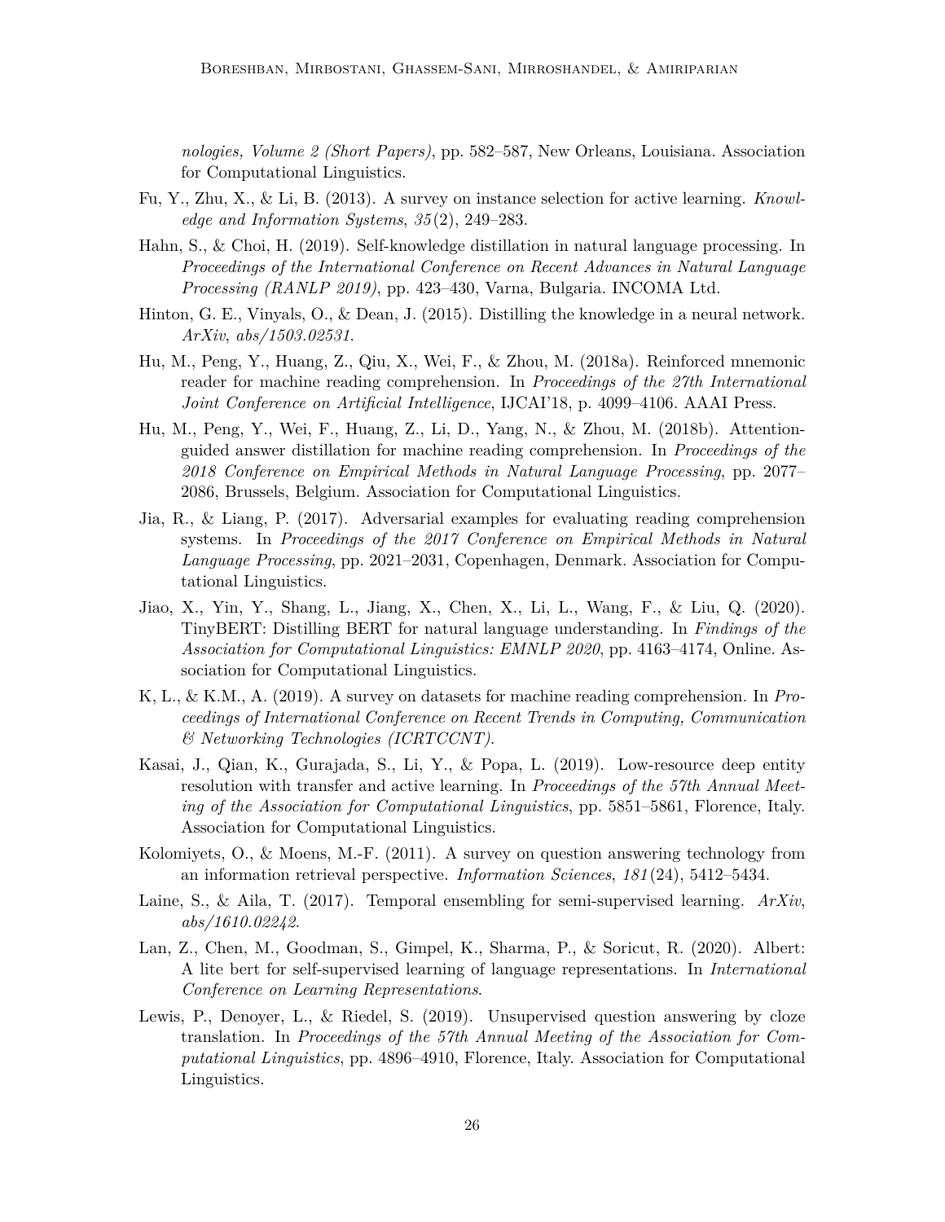*nologies, Volume 2 (Short Papers)*, pp. 582–587, New Orleans, Louisiana. Association for Computational Linguistics.

Fu, Y., Zhu, X., & Li, B. (2013). A survey on instance selection for active learning. *Knowledge and Information Systems*, *35*(2), 249–283.

Hahn, S., & Choi, H. (2019). Self-knowledge distillation in natural language processing. In *Proceedings of the International Conference on Recent Advances in Natural Language Processing (RANLP 2019)*, pp. 423–430, Varna, Bulgaria. INCOMA Ltd.

Hinton, G. E., Vinyals, O., & Dean, J. (2015). Distilling the knowledge in a neural network. *ArXiv*, *abs/1503.02531*.

Hu, M., Peng, Y., Huang, Z., Qiu, X., Wei, F., & Zhou, M. (2018a). Reinforced mnemonic reader for machine reading comprehension. In *Proceedings of the 27th International Joint Conference on Artificial Intelligence*, IJCAI'18, p. 4099–4106. AAAI Press.

Hu, M., Peng, Y., Wei, F., Huang, Z., Li, D., Yang, N., & Zhou, M. (2018b). Attention-guided answer distillation for machine reading comprehension. In *Proceedings of the 2018 Conference on Empirical Methods in Natural Language Processing*, pp. 2077–2086, Brussels, Belgium. Association for Computational Linguistics.

Jia, R., & Liang, P. (2017). Adversarial examples for evaluating reading comprehension systems. In *Proceedings of the 2017 Conference on Empirical Methods in Natural Language Processing*, pp. 2021–2031, Copenhagen, Denmark. Association for Computational Linguistics.

Jiao, X., Yin, Y., Shang, L., Jiang, X., Chen, X., Li, L., Wang, F., & Liu, Q. (2020). TinyBERT: Distilling BERT for natural language understanding. In *Findings of the Association for Computational Linguistics: EMNLP 2020*, pp. 4163–4174, Online. Association for Computational Linguistics.

K, L., & K.M., A. (2019). A survey on datasets for machine reading comprehension. In *Proceedings of International Conference on Recent Trends in Computing, Communication & Networking Technologies (ICRTCCNT)*.

Kasai, J., Qian, K., Gurajada, S., Li, Y., & Popa, L. (2019). Low-resource deep entity resolution with transfer and active learning. In *Proceedings of the 57th Annual Meeting of the Association for Computational Linguistics*, pp. 5851–5861, Florence, Italy. Association for Computational Linguistics.

Kolomiyets, O., & Moens, M.-F. (2011). A survey on question answering technology from an information retrieval perspective. *Information Sciences*, *181*(24), 5412–5434.

Laine, S., & Aila, T. (2017). Temporal ensembling for semi-supervised learning. *ArXiv*, *abs/1610.02242*.

Lan, Z., Chen, M., Goodman, S., Gimpel, K., Sharma, P., & Soricut, R. (2020). Albert: A lite bert for self-supervised learning of language representations. In *International Conference on Learning Representations*.

Lewis, P., Denoyer, L., & Riedel, S. (2019). Unsupervised question answering by cloze translation. In *Proceedings of the 57th Annual Meeting of the Association for Computational Linguistics*, pp. 4896–4910, Florence, Italy. Association for Computational Linguistics.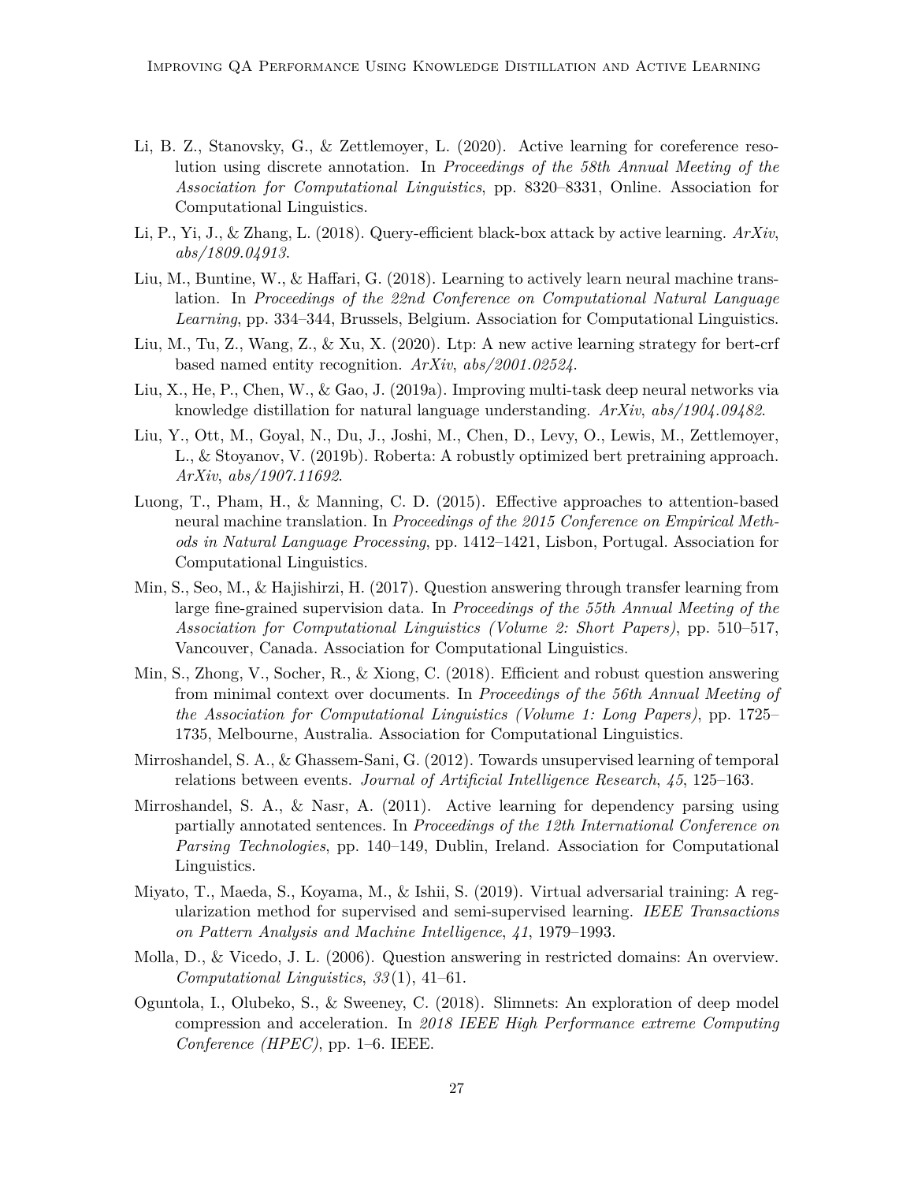Li, B. Z., Stanovsky, G., & Zettlemoyer, L. (2020). Active learning for coreference resolution using discrete annotation. In *Proceedings of the 58th Annual Meeting of the Association for Computational Linguistics*, pp. 8320–8331, Online. Association for Computational Linguistics.

Li, P., Yi, J., & Zhang, L. (2018). Query-efficient black-box attack by active learning. *ArXiv*, *abs/1809.04913*.

Liu, M., Buntine, W., & Haffari, G. (2018). Learning to actively learn neural machine translation. In *Proceedings of the 22nd Conference on Computational Natural Language Learning*, pp. 334–344, Brussels, Belgium. Association for Computational Linguistics.

Liu, M., Tu, Z., Wang, Z., & Xu, X. (2020). Ltp: A new active learning strategy for bert-crf based named entity recognition. *ArXiv*, *abs/2001.02524*.

Liu, X., He, P., Chen, W., & Gao, J. (2019a). Improving multi-task deep neural networks via knowledge distillation for natural language understanding. *ArXiv*, *abs/1904.09482*.

Liu, Y., Ott, M., Goyal, N., Du, J., Joshi, M., Chen, D., Levy, O., Lewis, M., Zettlemoyer, L., & Stoyanov, V. (2019b). Roberta: A robustly optimized bert pretraining approach. *ArXiv*, *abs/1907.11692*.

Luong, T., Pham, H., & Manning, C. D. (2015). Effective approaches to attention-based neural machine translation. In *Proceedings of the 2015 Conference on Empirical Methods in Natural Language Processing*, pp. 1412–1421, Lisbon, Portugal. Association for Computational Linguistics.

Min, S., Seo, M., & Hajishirzi, H. (2017). Question answering through transfer learning from large fine-grained supervision data. In *Proceedings of the 55th Annual Meeting of the Association for Computational Linguistics (Volume 2: Short Papers)*, pp. 510–517, Vancouver, Canada. Association for Computational Linguistics.

Min, S., Zhong, V., Socher, R., & Xiong, C. (2018). Efficient and robust question answering from minimal context over documents. In *Proceedings of the 56th Annual Meeting of the Association for Computational Linguistics (Volume 1: Long Papers)*, pp. 1725–1735, Melbourne, Australia. Association for Computational Linguistics.

Mirroshandel, S. A., & Ghassem-Sani, G. (2012). Towards unsupervised learning of temporal relations between events. *Journal of Artificial Intelligence Research*, *45*, 125–163.

Mirroshandel, S. A., & Nasr, A. (2011). Active learning for dependency parsing using partially annotated sentences. In *Proceedings of the 12th International Conference on Parsing Technologies*, pp. 140–149, Dublin, Ireland. Association for Computational Linguistics.

Miyato, T., Maeda, S., Koyama, M., & Ishii, S. (2019). Virtual adversarial training: A regularization method for supervised and semi-supervised learning. *IEEE Transactions on Pattern Analysis and Machine Intelligence*, *41*, 1979–1993.

Molla, D., & Vicedo, J. L. (2006). Question answering in restricted domains: An overview. *Computational Linguistics*, *33*(1), 41–61.

Oguntola, I., Olubeko, S., & Sweeney, C. (2018). Slimnets: An exploration of deep model compression and acceleration. In *2018 IEEE High Performance extreme Computing Conference (HPEC)*, pp. 1–6. IEEE.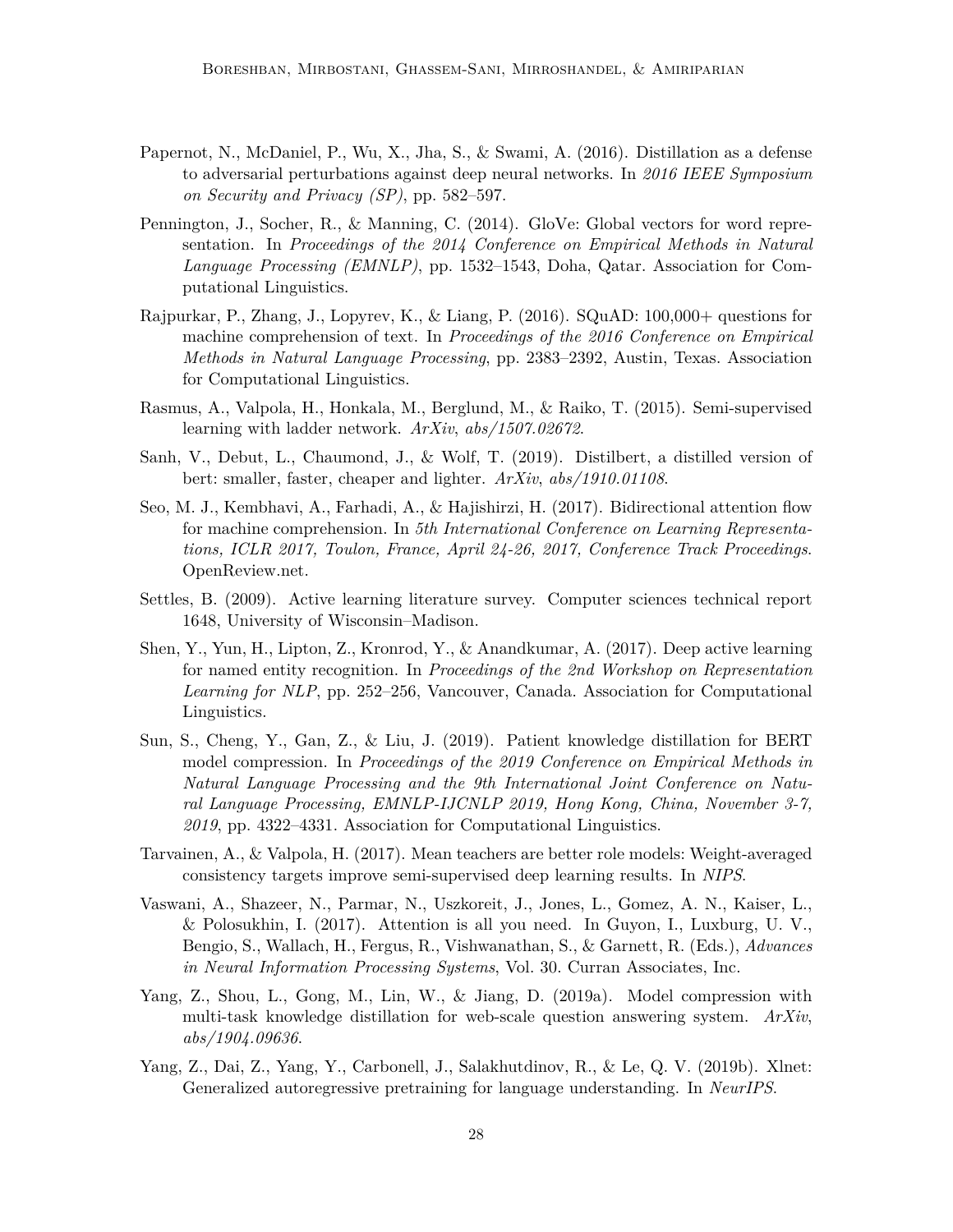Papernot, N., McDaniel, P., Wu, X., Jha, S., & Swami, A. (2016). Distillation as a defense to adversarial perturbations against deep neural networks. In *2016 IEEE Symposium on Security and Privacy (SP)*, pp. 582–597.

Pennington, J., Socher, R., & Manning, C. (2014). GloVe: Global vectors for word representation. In *Proceedings of the 2014 Conference on Empirical Methods in Natural Language Processing (EMNLP)*, pp. 1532–1543, Doha, Qatar. Association for Computational Linguistics.

Rajpurkar, P., Zhang, J., Lopyrev, K., & Liang, P. (2016). SQuAD: 100,000+ questions for machine comprehension of text. In *Proceedings of the 2016 Conference on Empirical Methods in Natural Language Processing*, pp. 2383–2392, Austin, Texas. Association for Computational Linguistics.

Rasmus, A., Valpola, H., Honkala, M., Berglund, M., & Raiko, T. (2015). Semi-supervised learning with ladder network. *ArXiv*, *abs/1507.02672*.

Sanh, V., Debut, L., Chaumond, J., & Wolf, T. (2019). Distilbert, a distilled version of bert: smaller, faster, cheaper and lighter. *ArXiv*, *abs/1910.01108*.

Seo, M. J., Kembhavi, A., Farhadi, A., & Hajishirzi, H. (2017). Bidirectional attention flow for machine comprehension. In *5th International Conference on Learning Representations, ICLR 2017, Toulon, France, April 24-26, 2017, Conference Track Proceedings*. OpenReview.net.

Settles, B. (2009). Active learning literature survey. Computer sciences technical report 1648, University of Wisconsin–Madison.

Shen, Y., Yun, H., Lipton, Z., Kronrod, Y., & Anandkumar, A. (2017). Deep active learning for named entity recognition. In *Proceedings of the 2nd Workshop on Representation Learning for NLP*, pp. 252–256, Vancouver, Canada. Association for Computational Linguistics.

Sun, S., Cheng, Y., Gan, Z., & Liu, J. (2019). Patient knowledge distillation for BERT model compression. In *Proceedings of the 2019 Conference on Empirical Methods in Natural Language Processing and the 9th International Joint Conference on Natural Language Processing, EMNLP-IJCNLP 2019, Hong Kong, China, November 3-7, 2019*, pp. 4322–4331. Association for Computational Linguistics.

Tarvainen, A., & Valpola, H. (2017). Mean teachers are better role models: Weight-averaged consistency targets improve semi-supervised deep learning results. In *NIPS*.

Vaswani, A., Shazeer, N., Parmar, N., Uszkoreit, J., Jones, L., Gomez, A. N., Kaiser, L., & Polosukhin, I. (2017). Attention is all you need. In Guyon, I., Luxburg, U. V., Bengio, S., Wallach, H., Fergus, R., Vishwanathan, S., & Garnett, R. (Eds.), *Advances in Neural Information Processing Systems*, Vol. 30. Curran Associates, Inc.

Yang, Z., Shou, L., Gong, M., Lin, W., & Jiang, D. (2019a). Model compression with multi-task knowledge distillation for web-scale question answering system. *ArXiv*, *abs/1904.09636*.

Yang, Z., Dai, Z., Yang, Y., Carbonell, J., Salakhutdinov, R., & Le, Q. V. (2019b). Xlnet: Generalized autoregressive pretraining for language understanding. In *NeurIPS*.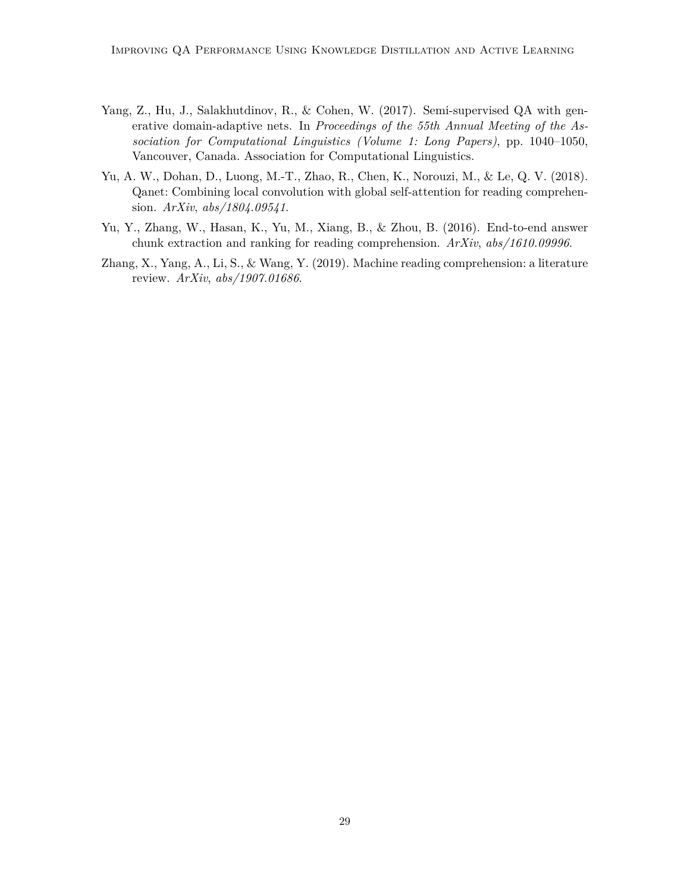Yang, Z., Hu, J., Salakhutdinov, R., & Cohen, W. (2017). Semi-supervised QA with generative domain-adaptive nets. In *Proceedings of the 55th Annual Meeting of the Association for Computational Linguistics (Volume 1: Long Papers)*, pp. 1040–1050, Vancouver, Canada. Association for Computational Linguistics.

Yu, A. W., Dohan, D., Luong, M.-T., Zhao, R., Chen, K., Norouzi, M., & Le, Q. V. (2018). Qanet: Combining local convolution with global self-attention for reading comprehension. *ArXiv*, *abs/1804.09541*.

Yu, Y., Zhang, W., Hasan, K., Yu, M., Xiang, B., & Zhou, B. (2016). End-to-end answer chunk extraction and ranking for reading comprehension. *ArXiv*, *abs/1610.09996*.

Zhang, X., Yang, A., Li, S., & Wang, Y. (2019). Machine reading comprehension: a literature review. *ArXiv*, *abs/1907.01686*.